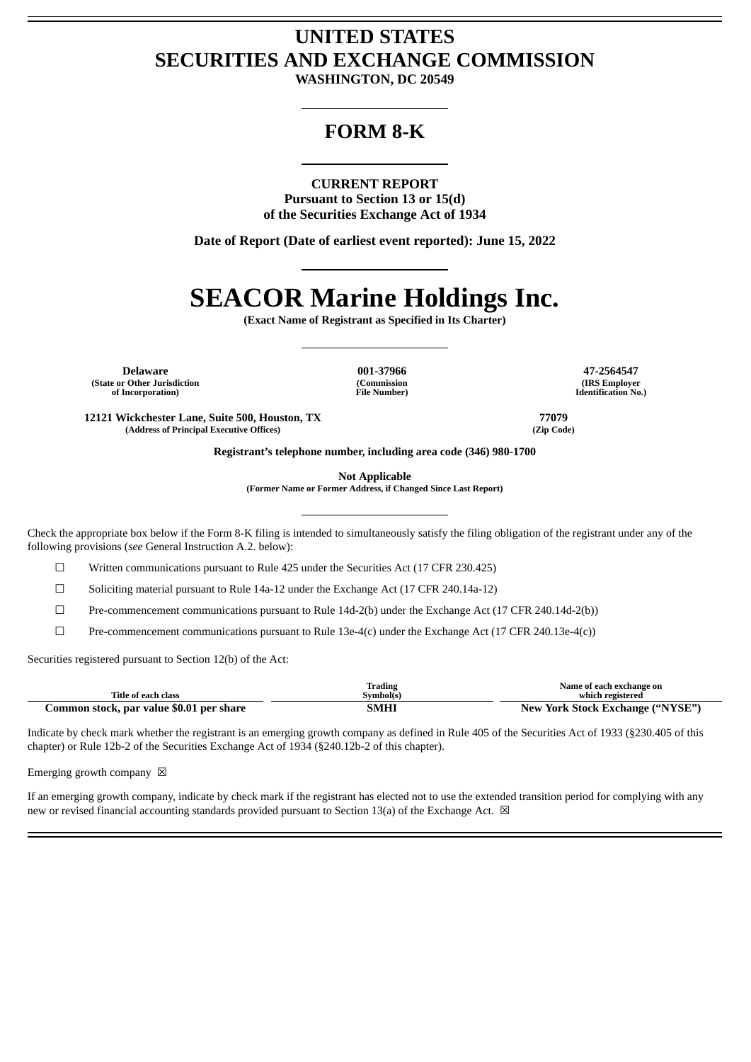# UNITED STATES
# SECURITIES AND EXCHANGE COMMISSION

**WASHINGTON, DC 20549**

## FORM 8-K

**CURRENT REPORT**
**Pursuant to Section 13 or 15(d)**
**of the Securities Exchange Act of 1934**

**Date of Report (Date of earliest event reported): June 15, 2022**

# SEACOR Marine Holdings Inc.

**(Exact Name of Registrant as Specified in Its Charter)**

| Delaware | 001-37966 | 47-2564547 |
|---|---|---|
| (State or Other Jurisdiction of Incorporation) | (Commission File Number) | (IRS Employer Identification No.) |

| 12121 Wickchester Lane, Suite 500, Houston, TX | 77079 |
|---|---|
| (Address of Principal Executive Offices) | (Zip Code) |

**Registrant's telephone number, including area code (346) 980-1700**

**Not Applicable**
**(Former Name or Former Address, if Changed Since Last Report)**

Check the appropriate box below if the Form 8-K filing is intended to simultaneously satisfy the filing obligation of the registrant under any of the following provisions (*see* General Instruction A.2. below):

☐ Written communications pursuant to Rule 425 under the Securities Act (17 CFR 230.425)

☐ Soliciting material pursuant to Rule 14a-12 under the Exchange Act (17 CFR 240.14a-12)

☐ Pre-commencement communications pursuant to Rule 14d-2(b) under the Exchange Act (17 CFR 240.14d-2(b))

☐ Pre-commencement communications pursuant to Rule 13e-4(c) under the Exchange Act (17 CFR 240.13e-4(c))

Securities registered pursuant to Section 12(b) of the Act:

| Title of each class | Trading Symbol(s) | Name of each exchange on which registered |
|---|---|---|
| **Common stock, par value $0.01 per share** | **SMHI** | **New York Stock Exchange ("NYSE")** |

Indicate by check mark whether the registrant is an emerging growth company as defined in Rule 405 of the Securities Act of 1933 (§230.405 of this chapter) or Rule 12b-2 of the Securities Exchange Act of 1934 (§240.12b-2 of this chapter).

Emerging growth company ☒

If an emerging growth company, indicate by check mark if the registrant has elected not to use the extended transition period for complying with any new or revised financial accounting standards provided pursuant to Section 13(a) of the Exchange Act. ☒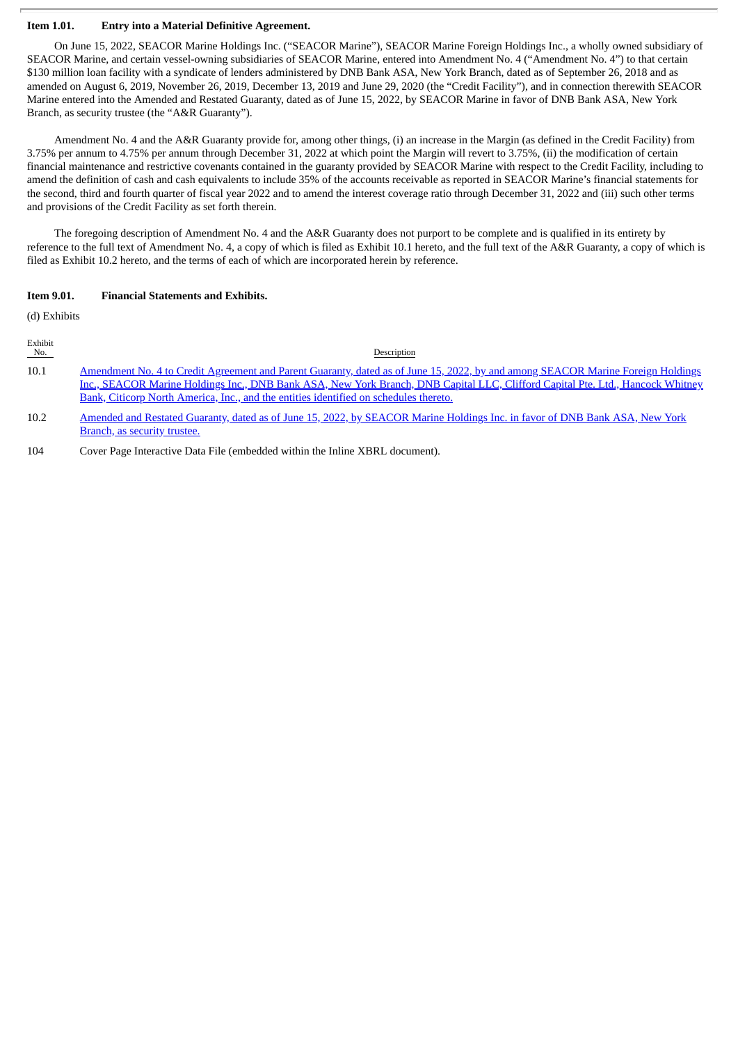**Item 1.01. Entry into a Material Definitive Agreement.**

On June 15, 2022, SEACOR Marine Holdings Inc. ("SEACOR Marine"), SEACOR Marine Foreign Holdings Inc., a wholly owned subsidiary of SEACOR Marine, and certain vessel-owning subsidiaries of SEACOR Marine, entered into Amendment No. 4 ("Amendment No. 4") to that certain $130 million loan facility with a syndicate of lenders administered by DNB Bank ASA, New York Branch, dated as of September 26, 2018 and as amended on August 6, 2019, November 26, 2019, December 13, 2019 and June 29, 2020 (the "Credit Facility"), and in connection therewith SEACOR Marine entered into the Amended and Restated Guaranty, dated as of June 15, 2022, by SEACOR Marine in favor of DNB Bank ASA, New York Branch, as security trustee (the "A&R Guaranty").

Amendment No. 4 and the A&R Guaranty provide for, among other things, (i) an increase in the Margin (as defined in the Credit Facility) from 3.75% per annum to 4.75% per annum through December 31, 2022 at which point the Margin will revert to 3.75%, (ii) the modification of certain financial maintenance and restrictive covenants contained in the guaranty provided by SEACOR Marine with respect to the Credit Facility, including to amend the definition of cash and cash equivalents to include 35% of the accounts receivable as reported in SEACOR Marine's financial statements for the second, third and fourth quarter of fiscal year 2022 and to amend the interest coverage ratio through December 31, 2022 and (iii) such other terms and provisions of the Credit Facility as set forth therein.

The foregoing description of Amendment No. 4 and the A&R Guaranty does not purport to be complete and is qualified in its entirety by reference to the full text of Amendment No. 4, a copy of which is filed as Exhibit 10.1 hereto, and the full text of the A&R Guaranty, a copy of which is filed as Exhibit 10.2 hereto, and the terms of each of which are incorporated herein by reference.

**Item 9.01. Financial Statements and Exhibits.**

(d) Exhibits

| Exhibit No. | Description |
|---|---|
| 10.1 | Amendment No. 4 to Credit Agreement and Parent Guaranty, dated as of June 15, 2022, by and among SEACOR Marine Foreign Holdings Inc., SEACOR Marine Holdings Inc., DNB Bank ASA, New York Branch, DNB Capital LLC, Clifford Capital Pte. Ltd., Hancock Whitney Bank, Citicorp North America, Inc., and the entities identified on schedules thereto. |
| 10.2 | Amended and Restated Guaranty, dated as of June 15, 2022, by SEACOR Marine Holdings Inc. in favor of DNB Bank ASA, New York Branch, as security trustee. |
| 104 | Cover Page Interactive Data File (embedded within the Inline XBRL document). |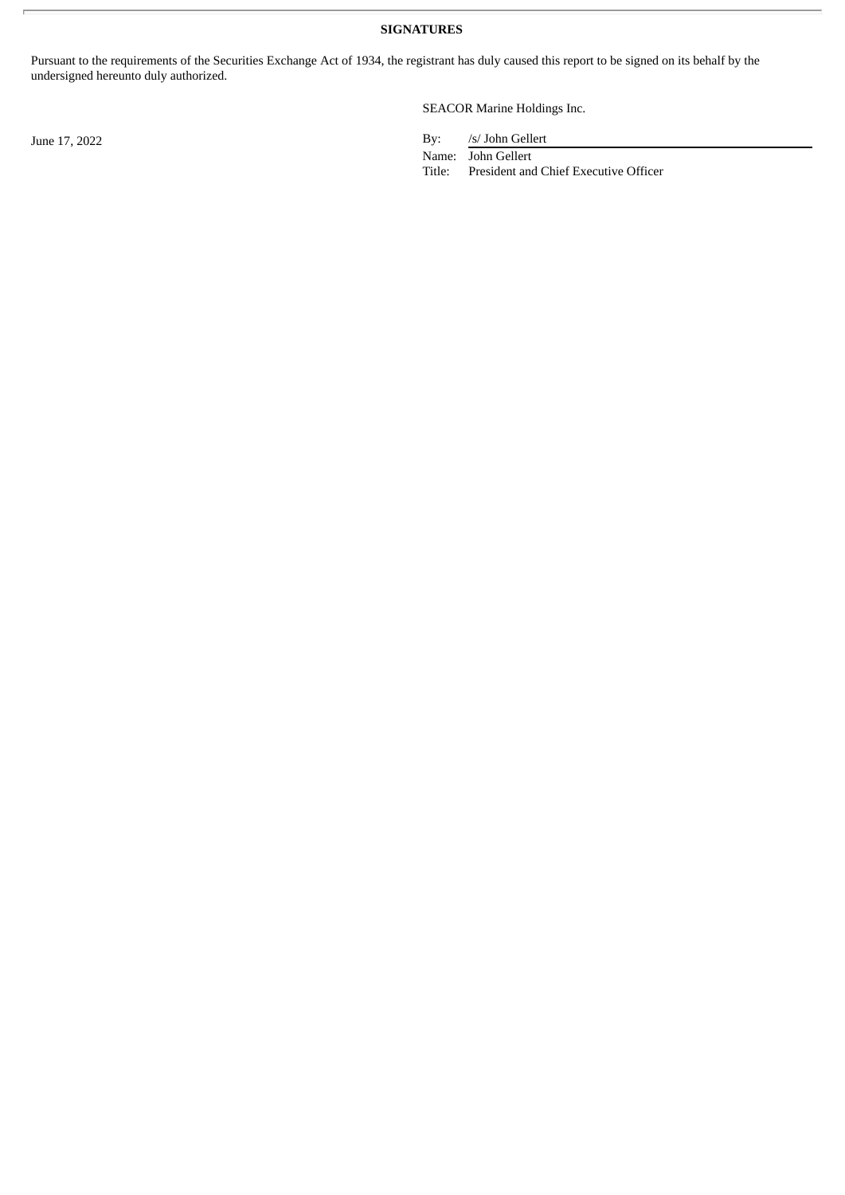**SIGNATURES**

Pursuant to the requirements of the Securities Exchange Act of 1934, the registrant has duly caused this report to be signed on its behalf by the undersigned hereunto duly authorized.

SEACOR Marine Holdings Inc.

June 17, 2022

By: /s/ John Gellert
Name: John Gellert
Title: President and Chief Executive Officer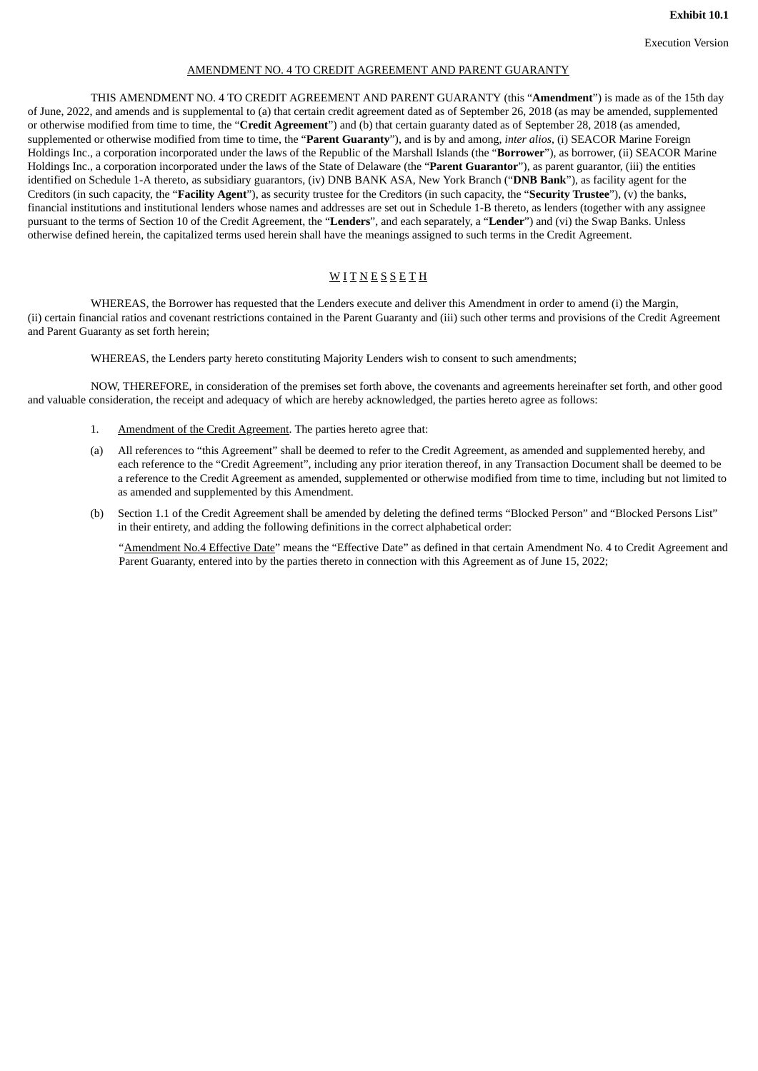**Exhibit 10.1**

Execution Version

AMENDMENT NO. 4 TO CREDIT AGREEMENT AND PARENT GUARANTY

THIS AMENDMENT NO. 4 TO CREDIT AGREEMENT AND PARENT GUARANTY (this "**Amendment**") is made as of the 15th day of June, 2022, and amends and is supplemental to (a) that certain credit agreement dated as of September 26, 2018 (as may be amended, supplemented or otherwise modified from time to time, the "**Credit Agreement**") and (b) that certain guaranty dated as of September 28, 2018 (as amended, supplemented or otherwise modified from time to time, the "**Parent Guaranty**"), and is by and among, *inter alios*, (i) SEACOR Marine Foreign Holdings Inc., a corporation incorporated under the laws of the Republic of the Marshall Islands (the "**Borrower**"), as borrower, (ii) SEACOR Marine Holdings Inc., a corporation incorporated under the laws of the State of Delaware (the "**Parent Guarantor**"), as parent guarantor, (iii) the entities identified on Schedule 1-A thereto, as subsidiary guarantors, (iv) DNB BANK ASA, New York Branch ("**DNB Bank**"), as facility agent for the Creditors (in such capacity, the "**Facility Agent**"), as security trustee for the Creditors (in such capacity, the "**Security Trustee**"), (v) the banks, financial institutions and institutional lenders whose names and addresses are set out in Schedule 1-B thereto, as lenders (together with any assignee pursuant to the terms of Section 10 of the Credit Agreement, the "**Lenders**", and each separately, a "**Lender**") and (vi) the Swap Banks. Unless otherwise defined herein, the capitalized terms used herein shall have the meanings assigned to such terms in the Credit Agreement.

W I T N E S S E T H

WHEREAS, the Borrower has requested that the Lenders execute and deliver this Amendment in order to amend (i) the Margin, (ii) certain financial ratios and covenant restrictions contained in the Parent Guaranty and (iii) such other terms and provisions of the Credit Agreement and Parent Guaranty as set forth herein;

WHEREAS, the Lenders party hereto constituting Majority Lenders wish to consent to such amendments;

NOW, THEREFORE, in consideration of the premises set forth above, the covenants and agreements hereinafter set forth, and other good and valuable consideration, the receipt and adequacy of which are hereby acknowledged, the parties hereto agree as follows:

1. Amendment of the Credit Agreement. The parties hereto agree that:

(a) All references to "this Agreement" shall be deemed to refer to the Credit Agreement, as amended and supplemented hereby, and each reference to the "Credit Agreement", including any prior iteration thereof, in any Transaction Document shall be deemed to be a reference to the Credit Agreement as amended, supplemented or otherwise modified from time to time, including but not limited to as amended and supplemented by this Amendment.

(b) Section 1.1 of the Credit Agreement shall be amended by deleting the defined terms "Blocked Person" and "Blocked Persons List" in their entirety, and adding the following definitions in the correct alphabetical order:

"Amendment No.4 Effective Date" means the "Effective Date" as defined in that certain Amendment No. 4 to Credit Agreement and Parent Guaranty, entered into by the parties thereto in connection with this Agreement as of June 15, 2022;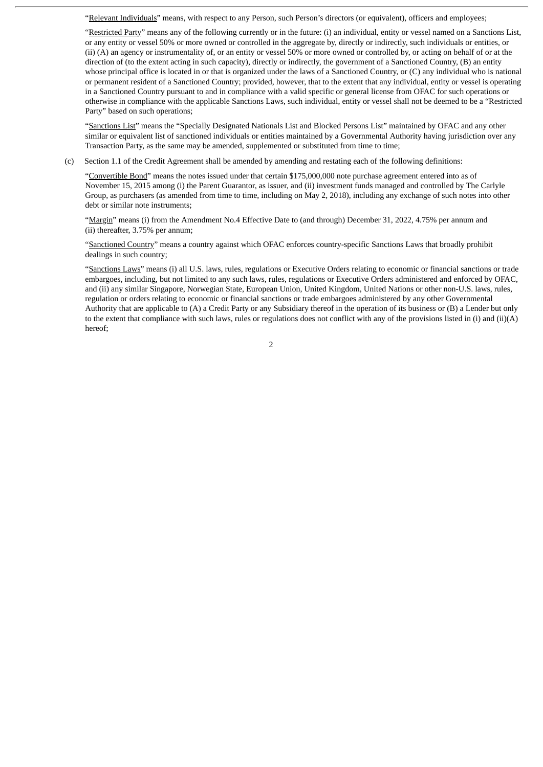"Relevant Individuals" means, with respect to any Person, such Person's directors (or equivalent), officers and employees;

"Restricted Party" means any of the following currently or in the future: (i) an individual, entity or vessel named on a Sanctions List, or any entity or vessel 50% or more owned or controlled in the aggregate by, directly or indirectly, such individuals or entities, or (ii) (A) an agency or instrumentality of, or an entity or vessel 50% or more owned or controlled by, or acting on behalf of or at the direction of (to the extent acting in such capacity), directly or indirectly, the government of a Sanctioned Country, (B) an entity whose principal office is located in or that is organized under the laws of a Sanctioned Country, or (C) any individual who is national or permanent resident of a Sanctioned Country; provided, however, that to the extent that any individual, entity or vessel is operating in a Sanctioned Country pursuant to and in compliance with a valid specific or general license from OFAC for such operations or otherwise in compliance with the applicable Sanctions Laws, such individual, entity or vessel shall not be deemed to be a "Restricted Party" based on such operations;

"Sanctions List" means the "Specially Designated Nationals List and Blocked Persons List" maintained by OFAC and any other similar or equivalent list of sanctioned individuals or entities maintained by a Governmental Authority having jurisdiction over any Transaction Party, as the same may be amended, supplemented or substituted from time to time;

(c) Section 1.1 of the Credit Agreement shall be amended by amending and restating each of the following definitions:

"Convertible Bond" means the notes issued under that certain $175,000,000 note purchase agreement entered into as of November 15, 2015 among (i) the Parent Guarantor, as issuer, and (ii) investment funds managed and controlled by The Carlyle Group, as purchasers (as amended from time to time, including on May 2, 2018), including any exchange of such notes into other debt or similar note instruments;

"Margin" means (i) from the Amendment No.4 Effective Date to (and through) December 31, 2022, 4.75% per annum and (ii) thereafter, 3.75% per annum;

"Sanctioned Country" means a country against which OFAC enforces country-specific Sanctions Laws that broadly prohibit dealings in such country;

"Sanctions Laws" means (i) all U.S. laws, rules, regulations or Executive Orders relating to economic or financial sanctions or trade embargoes, including, but not limited to any such laws, rules, regulations or Executive Orders administered and enforced by OFAC, and (ii) any similar Singapore, Norwegian State, European Union, United Kingdom, United Nations or other non-U.S. laws, rules, regulation or orders relating to economic or financial sanctions or trade embargoes administered by any other Governmental Authority that are applicable to (A) a Credit Party or any Subsidiary thereof in the operation of its business or (B) a Lender but only to the extent that compliance with such laws, rules or regulations does not conflict with any of the provisions listed in (i) and (ii)(A) hereof;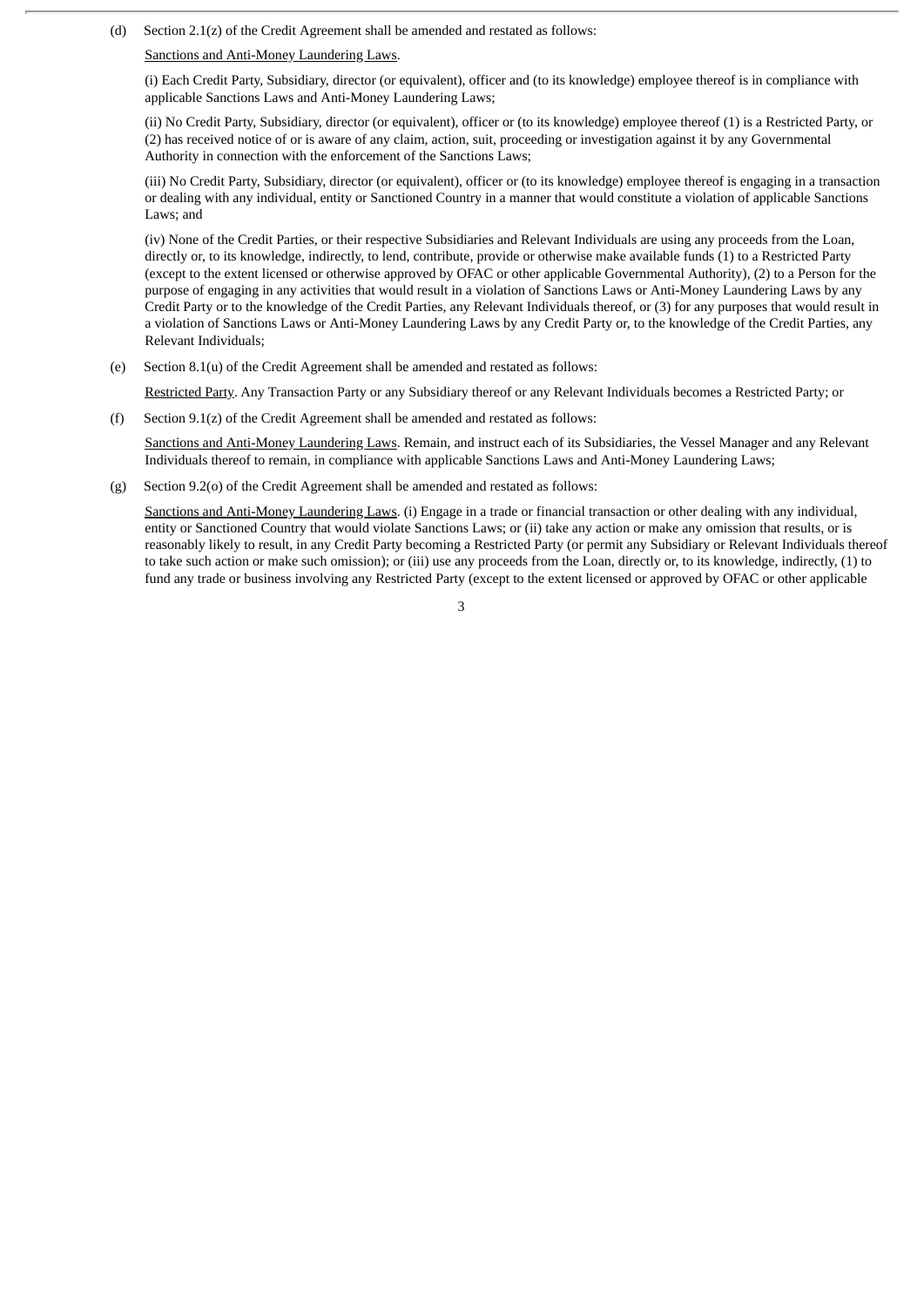(d) Section 2.1(z) of the Credit Agreement shall be amended and restated as follows:

<u>Sanctions and Anti-Money Laundering Laws</u>.

(i) Each Credit Party, Subsidiary, director (or equivalent), officer and (to its knowledge) employee thereof is in compliance with applicable Sanctions Laws and Anti-Money Laundering Laws;

(ii) No Credit Party, Subsidiary, director (or equivalent), officer or (to its knowledge) employee thereof (1) is a Restricted Party, or (2) has received notice of or is aware of any claim, action, suit, proceeding or investigation against it by any Governmental Authority in connection with the enforcement of the Sanctions Laws;

(iii) No Credit Party, Subsidiary, director (or equivalent), officer or (to its knowledge) employee thereof is engaging in a transaction or dealing with any individual, entity or Sanctioned Country in a manner that would constitute a violation of applicable Sanctions Laws; and

(iv) None of the Credit Parties, or their respective Subsidiaries and Relevant Individuals are using any proceeds from the Loan, directly or, to its knowledge, indirectly, to lend, contribute, provide or otherwise make available funds (1) to a Restricted Party (except to the extent licensed or otherwise approved by OFAC or other applicable Governmental Authority), (2) to a Person for the purpose of engaging in any activities that would result in a violation of Sanctions Laws or Anti-Money Laundering Laws by any Credit Party or to the knowledge of the Credit Parties, any Relevant Individuals thereof, or (3) for any purposes that would result in a violation of Sanctions Laws or Anti-Money Laundering Laws by any Credit Party or, to the knowledge of the Credit Parties, any Relevant Individuals;

(e) Section 8.1(u) of the Credit Agreement shall be amended and restated as follows:

<u>Restricted Party</u>. Any Transaction Party or any Subsidiary thereof or any Relevant Individuals becomes a Restricted Party; or

(f) Section 9.1(z) of the Credit Agreement shall be amended and restated as follows:

<u>Sanctions and Anti-Money Laundering Laws</u>. Remain, and instruct each of its Subsidiaries, the Vessel Manager and any Relevant Individuals thereof to remain, in compliance with applicable Sanctions Laws and Anti-Money Laundering Laws;

(g) Section 9.2(o) of the Credit Agreement shall be amended and restated as follows:

<u>Sanctions and Anti-Money Laundering Laws</u>. (i) Engage in a trade or financial transaction or other dealing with any individual, entity or Sanctioned Country that would violate Sanctions Laws; or (ii) take any action or make any omission that results, or is reasonably likely to result, in any Credit Party becoming a Restricted Party (or permit any Subsidiary or Relevant Individuals thereof to take such action or make such omission); or (iii) use any proceeds from the Loan, directly or, to its knowledge, indirectly, (1) to fund any trade or business involving any Restricted Party (except to the extent licensed or approved by OFAC or other applicable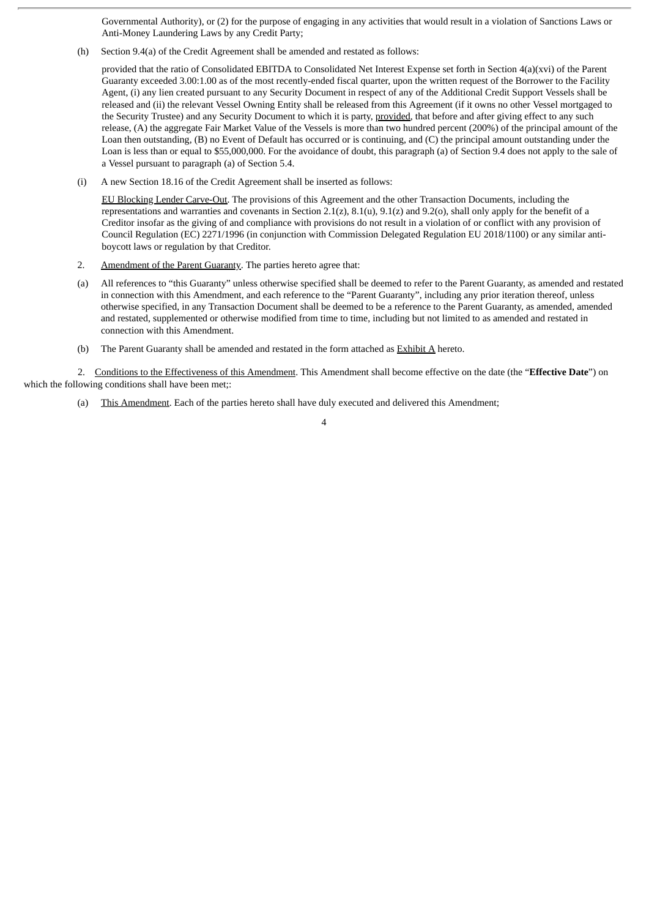Governmental Authority), or (2) for the purpose of engaging in any activities that would result in a violation of Sanctions Laws or Anti-Money Laundering Laws by any Credit Party;

(h) Section 9.4(a) of the Credit Agreement shall be amended and restated as follows:

provided that the ratio of Consolidated EBITDA to Consolidated Net Interest Expense set forth in Section 4(a)(xvi) of the Parent Guaranty exceeded 3.00:1.00 as of the most recently-ended fiscal quarter, upon the written request of the Borrower to the Facility Agent, (i) any lien created pursuant to any Security Document in respect of any of the Additional Credit Support Vessels shall be released and (ii) the relevant Vessel Owning Entity shall be released from this Agreement (if it owns no other Vessel mortgaged to the Security Trustee) and any Security Document to which it is party, provided, that before and after giving effect to any such release, (A) the aggregate Fair Market Value of the Vessels is more than two hundred percent (200%) of the principal amount of the Loan then outstanding, (B) no Event of Default has occurred or is continuing, and (C) the principal amount outstanding under the Loan is less than or equal to $55,000,000. For the avoidance of doubt, this paragraph (a) of Section 9.4 does not apply to the sale of a Vessel pursuant to paragraph (a) of Section 5.4.

(i) A new Section 18.16 of the Credit Agreement shall be inserted as follows:

EU Blocking Lender Carve-Out. The provisions of this Agreement and the other Transaction Documents, including the representations and warranties and covenants in Section 2.1(z), 8.1(u), 9.1(z) and 9.2(o), shall only apply for the benefit of a Creditor insofar as the giving of and compliance with provisions do not result in a violation of or conflict with any provision of Council Regulation (EC) 2271/1996 (in conjunction with Commission Delegated Regulation EU 2018/1100) or any similar anti-boycott laws or regulation by that Creditor.

2. Amendment of the Parent Guaranty. The parties hereto agree that:

(a) All references to "this Guaranty" unless otherwise specified shall be deemed to refer to the Parent Guaranty, as amended and restated in connection with this Amendment, and each reference to the "Parent Guaranty", including any prior iteration thereof, unless otherwise specified, in any Transaction Document shall be deemed to be a reference to the Parent Guaranty, as amended, amended and restated, supplemented or otherwise modified from time to time, including but not limited to as amended and restated in connection with this Amendment.

(b) The Parent Guaranty shall be amended and restated in the form attached as Exhibit A hereto.

2. Conditions to the Effectiveness of this Amendment. This Amendment shall become effective on the date (the "**Effective Date**") on which the following conditions shall have been met;:

(a) This Amendment. Each of the parties hereto shall have duly executed and delivered this Amendment;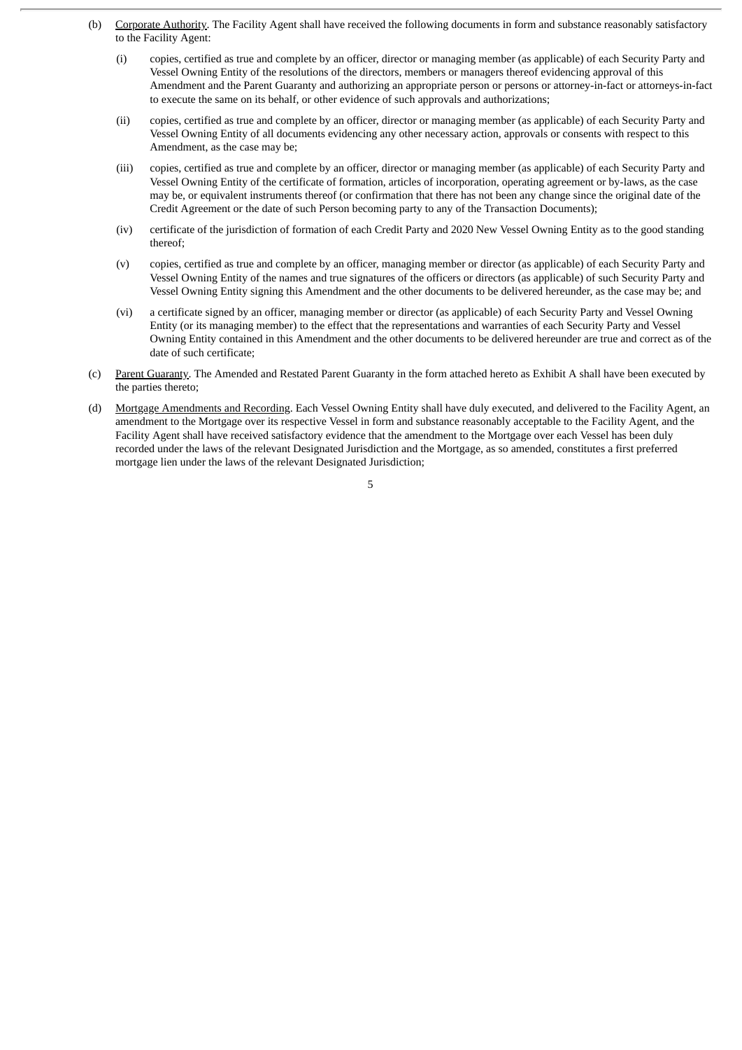(b) Corporate Authority. The Facility Agent shall have received the following documents in form and substance reasonably satisfactory to the Facility Agent:

(i) copies, certified as true and complete by an officer, director or managing member (as applicable) of each Security Party and Vessel Owning Entity of the resolutions of the directors, members or managers thereof evidencing approval of this Amendment and the Parent Guaranty and authorizing an appropriate person or persons or attorney-in-fact or attorneys-in-fact to execute the same on its behalf, or other evidence of such approvals and authorizations;

(ii) copies, certified as true and complete by an officer, director or managing member (as applicable) of each Security Party and Vessel Owning Entity of all documents evidencing any other necessary action, approvals or consents with respect to this Amendment, as the case may be;

(iii) copies, certified as true and complete by an officer, director or managing member (as applicable) of each Security Party and Vessel Owning Entity of the certificate of formation, articles of incorporation, operating agreement or by-laws, as the case may be, or equivalent instruments thereof (or confirmation that there has not been any change since the original date of the Credit Agreement or the date of such Person becoming party to any of the Transaction Documents);

(iv) certificate of the jurisdiction of formation of each Credit Party and 2020 New Vessel Owning Entity as to the good standing thereof;

(v) copies, certified as true and complete by an officer, managing member or director (as applicable) of each Security Party and Vessel Owning Entity of the names and true signatures of the officers or directors (as applicable) of such Security Party and Vessel Owning Entity signing this Amendment and the other documents to be delivered hereunder, as the case may be; and

(vi) a certificate signed by an officer, managing member or director (as applicable) of each Security Party and Vessel Owning Entity (or its managing member) to the effect that the representations and warranties of each Security Party and Vessel Owning Entity contained in this Amendment and the other documents to be delivered hereunder are true and correct as of the date of such certificate;

(c) Parent Guaranty. The Amended and Restated Parent Guaranty in the form attached hereto as Exhibit A shall have been executed by the parties thereto;

(d) Mortgage Amendments and Recording. Each Vessel Owning Entity shall have duly executed, and delivered to the Facility Agent, an amendment to the Mortgage over its respective Vessel in form and substance reasonably acceptable to the Facility Agent, and the Facility Agent shall have received satisfactory evidence that the amendment to the Mortgage over each Vessel has been duly recorded under the laws of the relevant Designated Jurisdiction and the Mortgage, as so amended, constitutes a first preferred mortgage lien under the laws of the relevant Designated Jurisdiction;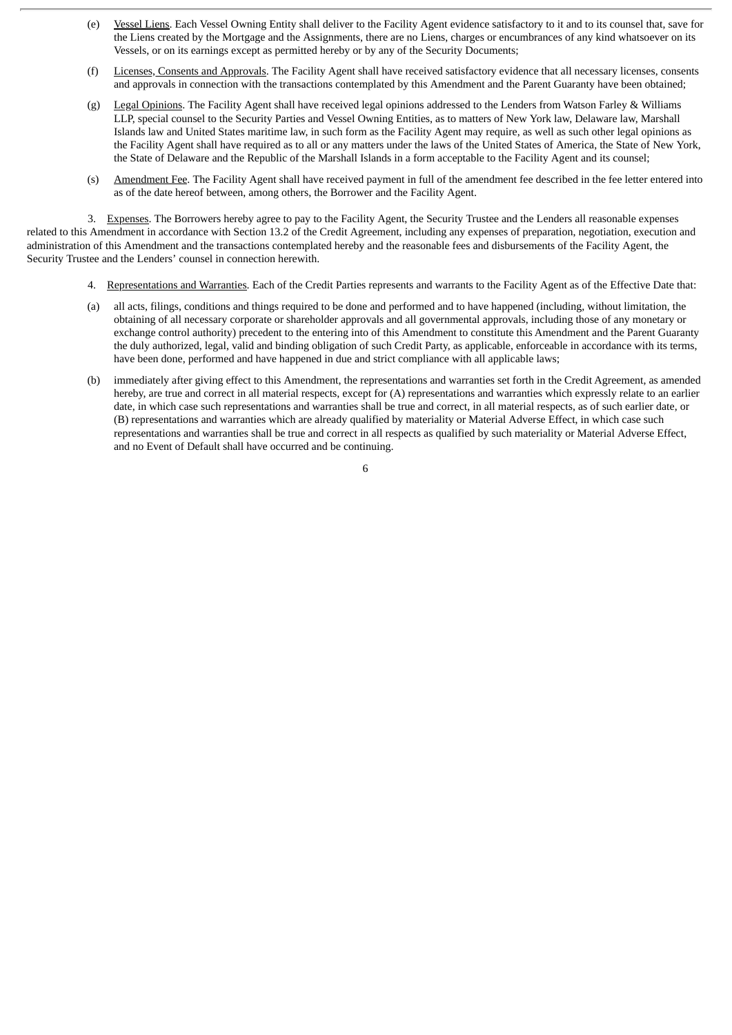(e) Vessel Liens. Each Vessel Owning Entity shall deliver to the Facility Agent evidence satisfactory to it and to its counsel that, save for the Liens created by the Mortgage and the Assignments, there are no Liens, charges or encumbrances of any kind whatsoever on its Vessels, or on its earnings except as permitted hereby or by any of the Security Documents;

(f) Licenses, Consents and Approvals. The Facility Agent shall have received satisfactory evidence that all necessary licenses, consents and approvals in connection with the transactions contemplated by this Amendment and the Parent Guaranty have been obtained;

(g) Legal Opinions. The Facility Agent shall have received legal opinions addressed to the Lenders from Watson Farley & Williams LLP, special counsel to the Security Parties and Vessel Owning Entities, as to matters of New York law, Delaware law, Marshall Islands law and United States maritime law, in such form as the Facility Agent may require, as well as such other legal opinions as the Facility Agent shall have required as to all or any matters under the laws of the United States of America, the State of New York, the State of Delaware and the Republic of the Marshall Islands in a form acceptable to the Facility Agent and its counsel;

(s) Amendment Fee. The Facility Agent shall have received payment in full of the amendment fee described in the fee letter entered into as of the date hereof between, among others, the Borrower and the Facility Agent.

3. Expenses. The Borrowers hereby agree to pay to the Facility Agent, the Security Trustee and the Lenders all reasonable expenses related to this Amendment in accordance with Section 13.2 of the Credit Agreement, including any expenses of preparation, negotiation, execution and administration of this Amendment and the transactions contemplated hereby and the reasonable fees and disbursements of the Facility Agent, the Security Trustee and the Lenders' counsel in connection herewith.

4. Representations and Warranties. Each of the Credit Parties represents and warrants to the Facility Agent as of the Effective Date that:

(a) all acts, filings, conditions and things required to be done and performed and to have happened (including, without limitation, the obtaining of all necessary corporate or shareholder approvals and all governmental approvals, including those of any monetary or exchange control authority) precedent to the entering into of this Amendment to constitute this Amendment and the Parent Guaranty the duly authorized, legal, valid and binding obligation of such Credit Party, as applicable, enforceable in accordance with its terms, have been done, performed and have happened in due and strict compliance with all applicable laws;

(b) immediately after giving effect to this Amendment, the representations and warranties set forth in the Credit Agreement, as amended hereby, are true and correct in all material respects, except for (A) representations and warranties which expressly relate to an earlier date, in which case such representations and warranties shall be true and correct, in all material respects, as of such earlier date, or (B) representations and warranties which are already qualified by materiality or Material Adverse Effect, in which case such representations and warranties shall be true and correct in all respects as qualified by such materiality or Material Adverse Effect, and no Event of Default shall have occurred and be continuing.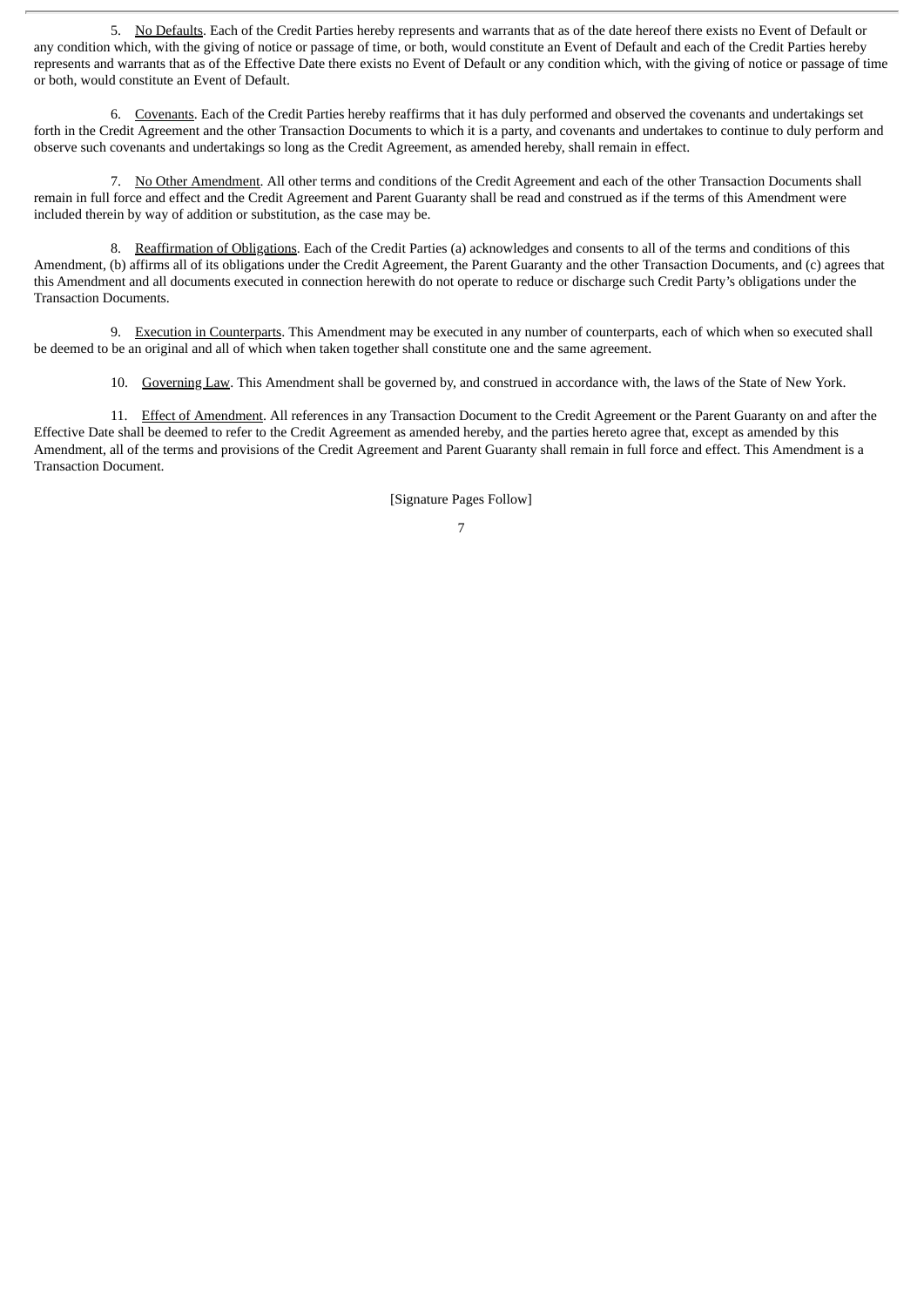5. No Defaults. Each of the Credit Parties hereby represents and warrants that as of the date hereof there exists no Event of Default or any condition which, with the giving of notice or passage of time, or both, would constitute an Event of Default and each of the Credit Parties hereby represents and warrants that as of the Effective Date there exists no Event of Default or any condition which, with the giving of notice or passage of time or both, would constitute an Event of Default.

6. Covenants. Each of the Credit Parties hereby reaffirms that it has duly performed and observed the covenants and undertakings set forth in the Credit Agreement and the other Transaction Documents to which it is a party, and covenants and undertakes to continue to duly perform and observe such covenants and undertakings so long as the Credit Agreement, as amended hereby, shall remain in effect.

7. No Other Amendment. All other terms and conditions of the Credit Agreement and each of the other Transaction Documents shall remain in full force and effect and the Credit Agreement and Parent Guaranty shall be read and construed as if the terms of this Amendment were included therein by way of addition or substitution, as the case may be.

8. Reaffirmation of Obligations. Each of the Credit Parties (a) acknowledges and consents to all of the terms and conditions of this Amendment, (b) affirms all of its obligations under the Credit Agreement, the Parent Guaranty and the other Transaction Documents, and (c) agrees that this Amendment and all documents executed in connection herewith do not operate to reduce or discharge such Credit Party's obligations under the Transaction Documents.

9. Execution in Counterparts. This Amendment may be executed in any number of counterparts, each of which when so executed shall be deemed to be an original and all of which when taken together shall constitute one and the same agreement.

10. Governing Law. This Amendment shall be governed by, and construed in accordance with, the laws of the State of New York.

11. Effect of Amendment. All references in any Transaction Document to the Credit Agreement or the Parent Guaranty on and after the Effective Date shall be deemed to refer to the Credit Agreement as amended hereby, and the parties hereto agree that, except as amended by this Amendment, all of the terms and provisions of the Credit Agreement and Parent Guaranty shall remain in full force and effect. This Amendment is a Transaction Document.

[Signature Pages Follow]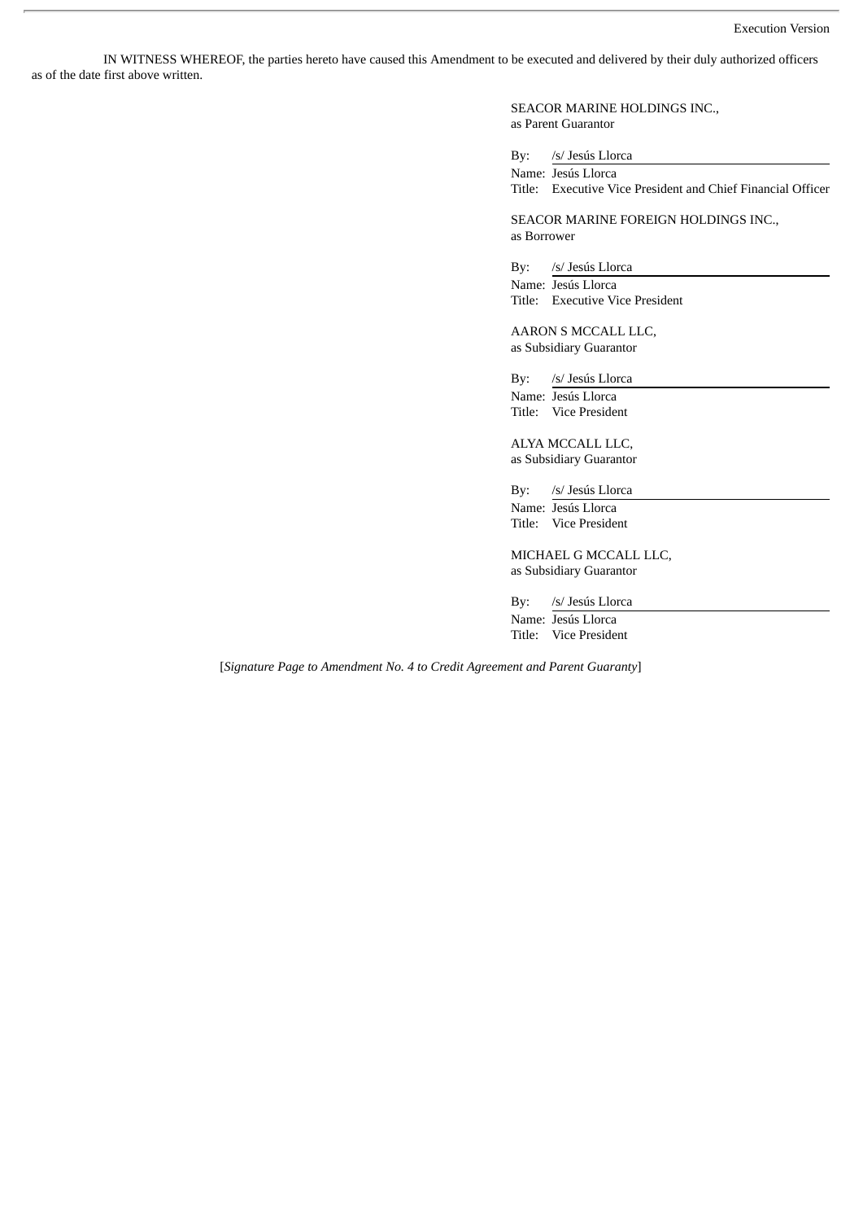IN WITNESS WHEREOF, the parties hereto have caused this Amendment to be executed and delivered by their duly authorized officers as of the date first above written.

SEACOR MARINE HOLDINGS INC.,
as Parent Guarantor

By: /s/ Jesús Llorca
Name: Jesús Llorca
Title: Executive Vice President and Chief Financial Officer

SEACOR MARINE FOREIGN HOLDINGS INC.,
as Borrower

By: /s/ Jesús Llorca
Name: Jesús Llorca
Title: Executive Vice President

AARON S MCCALL LLC,
as Subsidiary Guarantor

By: /s/ Jesús Llorca
Name: Jesús Llorca
Title: Vice President

ALYA MCCALL LLC,
as Subsidiary Guarantor

By: /s/ Jesús Llorca
Name: Jesús Llorca
Title: Vice President

MICHAEL G MCCALL LLC,
as Subsidiary Guarantor

By: /s/ Jesús Llorca
Name: Jesús Llorca
Title: Vice President

[*Signature Page to Amendment No. 4 to Credit Agreement and Parent Guaranty*]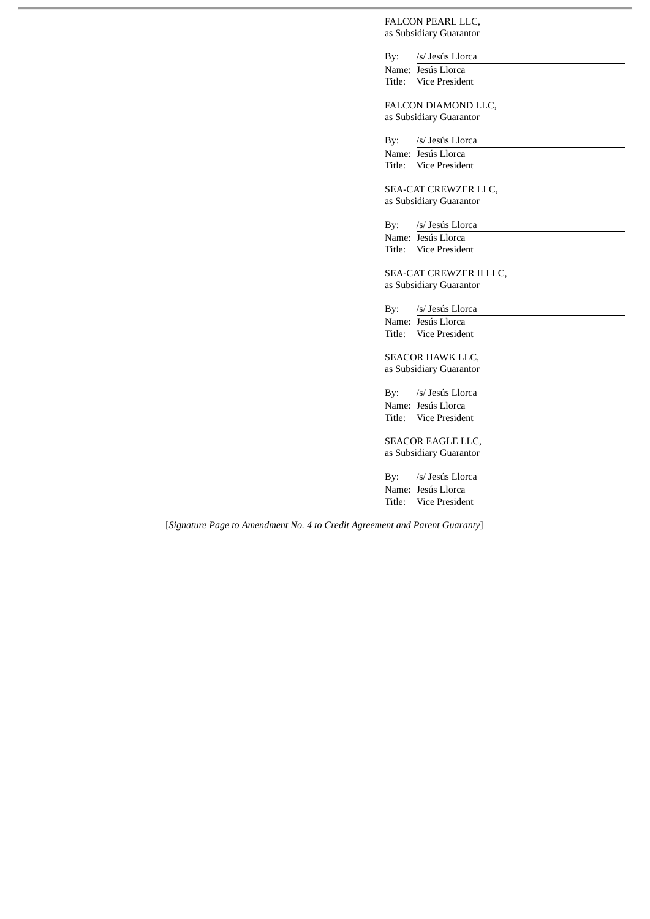FALCON PEARL LLC,
as Subsidiary Guarantor

By: /s/ Jesús Llorca
Name: Jesús Llorca
Title: Vice President

FALCON DIAMOND LLC,
as Subsidiary Guarantor

By: /s/ Jesús Llorca
Name: Jesús Llorca
Title: Vice President

SEA-CAT CREWZER LLC,
as Subsidiary Guarantor

By: /s/ Jesús Llorca
Name: Jesús Llorca
Title: Vice President

SEA-CAT CREWZER II LLC,
as Subsidiary Guarantor

By: /s/ Jesús Llorca
Name: Jesús Llorca
Title: Vice President

SEACOR HAWK LLC,
as Subsidiary Guarantor

By: /s/ Jesús Llorca
Name: Jesús Llorca
Title: Vice President

SEACOR EAGLE LLC,
as Subsidiary Guarantor

By: /s/ Jesús Llorca
Name: Jesús Llorca
Title: Vice President

[*Signature Page to Amendment No. 4 to Credit Agreement and Parent Guaranty*]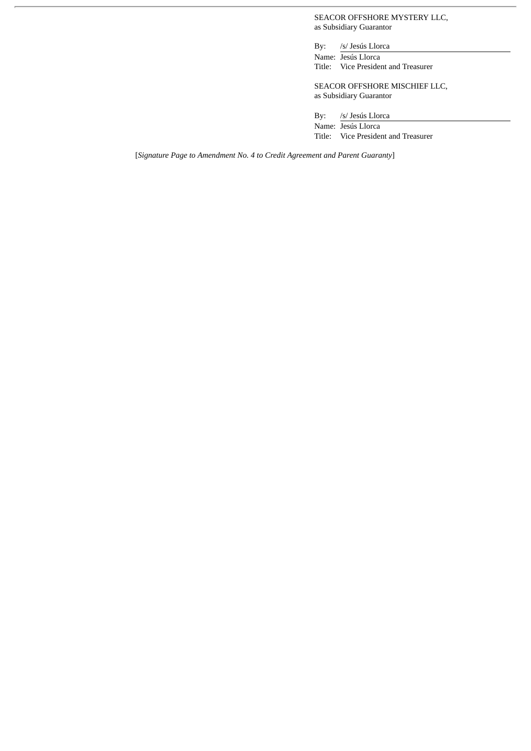SEACOR OFFSHORE MYSTERY LLC,
as Subsidiary Guarantor

By: /s/ Jesús Llorca
Name: Jesús Llorca
Title: Vice President and Treasurer

SEACOR OFFSHORE MISCHIEF LLC,
as Subsidiary Guarantor

By: /s/ Jesús Llorca
Name: Jesús Llorca
Title: Vice President and Treasurer

[*Signature Page to Amendment No. 4 to Credit Agreement and Parent Guaranty*]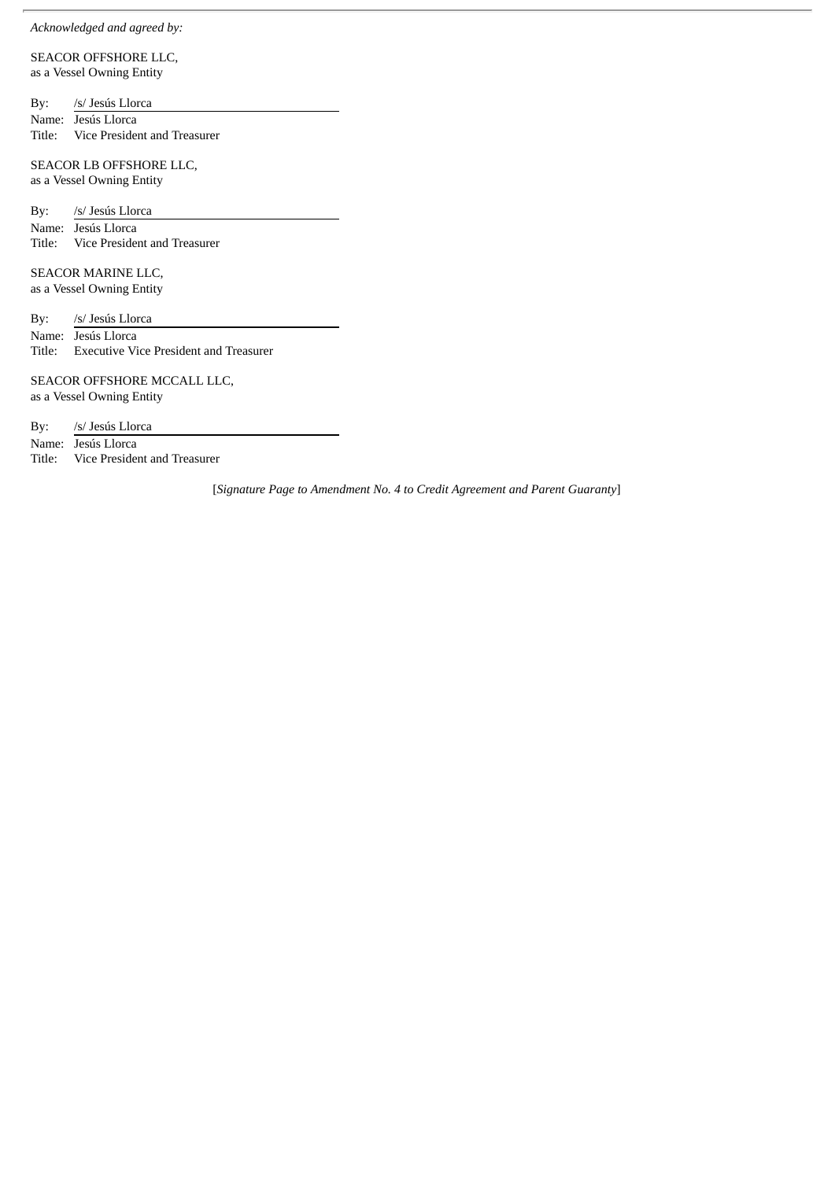*Acknowledged and agreed by:*

SEACOR OFFSHORE LLC,
as a Vessel Owning Entity

By: /s/ Jesús Llorca
Name: Jesús Llorca
Title: Vice President and Treasurer

SEACOR LB OFFSHORE LLC,
as a Vessel Owning Entity

By: /s/ Jesús Llorca
Name: Jesús Llorca
Title: Vice President and Treasurer

SEACOR MARINE LLC,
as a Vessel Owning Entity

By: /s/ Jesús Llorca
Name: Jesús Llorca
Title: Executive Vice President and Treasurer

SEACOR OFFSHORE MCCALL LLC,
as a Vessel Owning Entity

By: /s/ Jesús Llorca
Name: Jesús Llorca
Title: Vice President and Treasurer

[*Signature Page to Amendment No. 4 to Credit Agreement and Parent Guaranty*]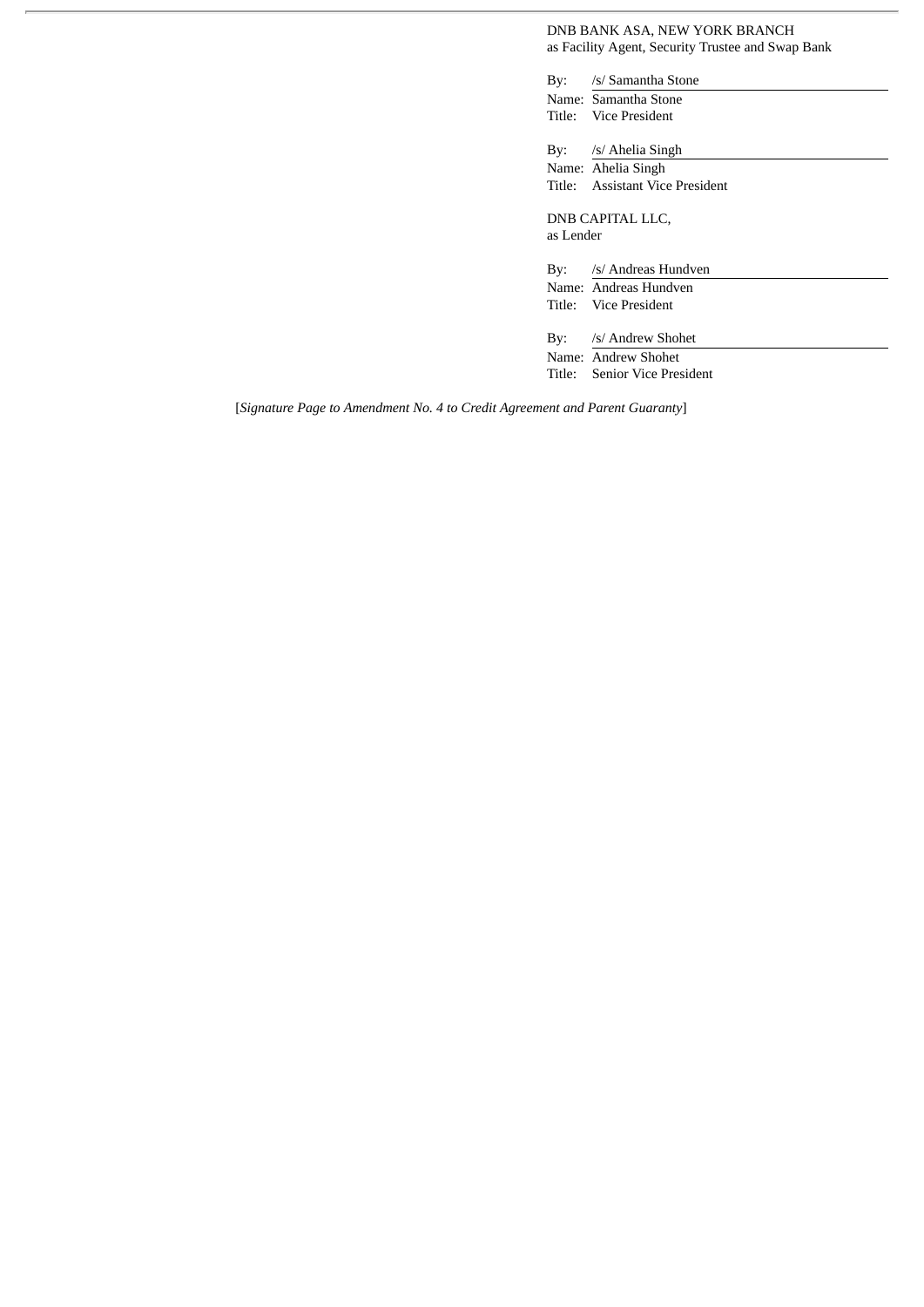DNB BANK ASA, NEW YORK BRANCH
as Facility Agent, Security Trustee and Swap Bank

By: /s/ Samantha Stone
Name: Samantha Stone
Title: Vice President

By: /s/ Ahelia Singh
Name: Ahelia Singh
Title: Assistant Vice President

DNB CAPITAL LLC,
as Lender

By: /s/ Andreas Hundven
Name: Andreas Hundven
Title: Vice President

By: /s/ Andrew Shohet
Name: Andrew Shohet
Title: Senior Vice President

[*Signature Page to Amendment No. 4 to Credit Agreement and Parent Guaranty*]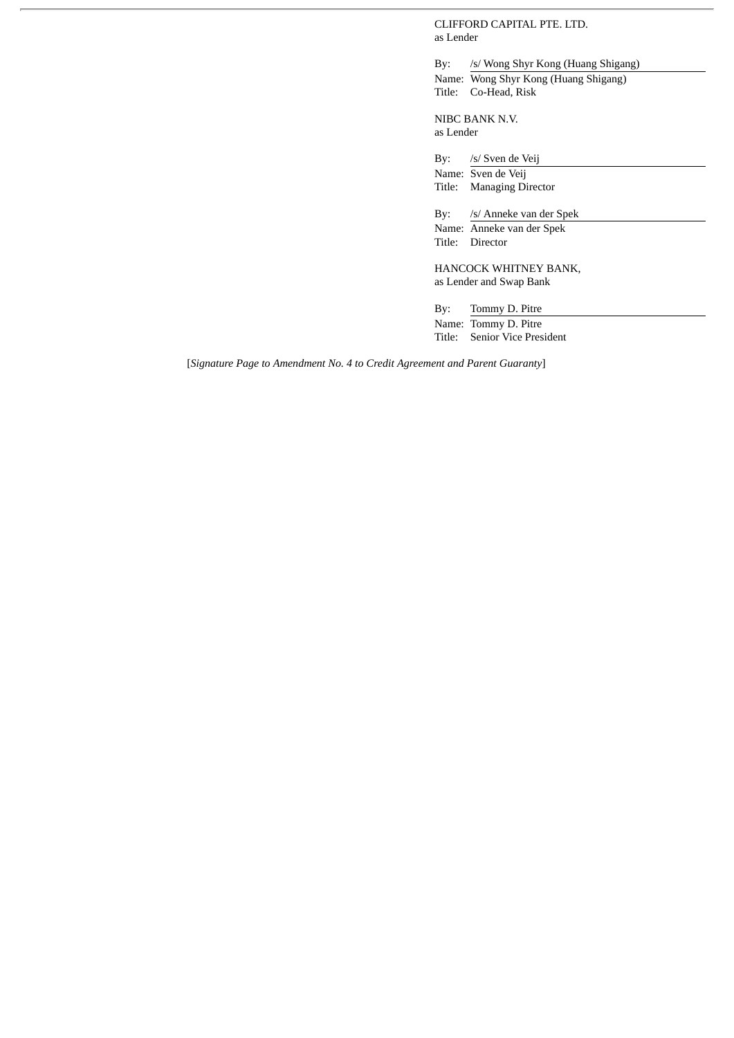CLIFFORD CAPITAL PTE. LTD.
as Lender

By: /s/ Wong Shyr Kong (Huang Shigang)
Name: Wong Shyr Kong (Huang Shigang)
Title: Co-Head, Risk

NIBC BANK N.V.
as Lender

By: /s/ Sven de Veij
Name: Sven de Veij
Title: Managing Director

By: /s/ Anneke van der Spek
Name: Anneke van der Spek
Title: Director

HANCOCK WHITNEY BANK,
as Lender and Swap Bank

By: Tommy D. Pitre
Name: Tommy D. Pitre
Title: Senior Vice President

[*Signature Page to Amendment No. 4 to Credit Agreement and Parent Guaranty*]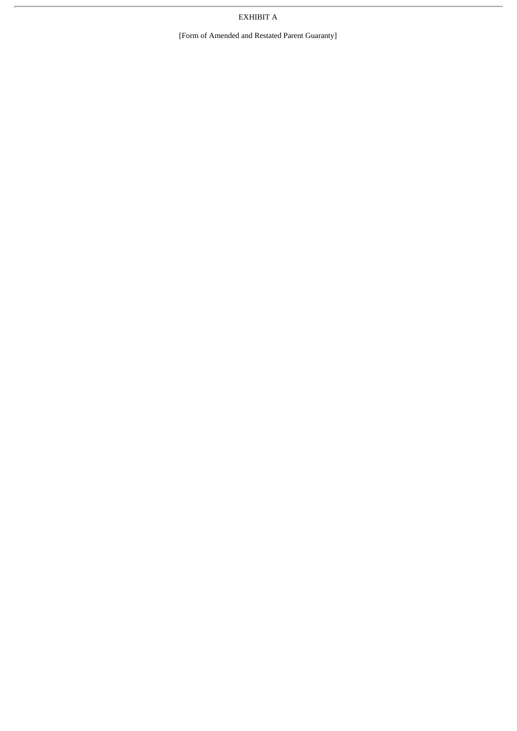EXHIBIT A

[Form of Amended and Restated Parent Guaranty]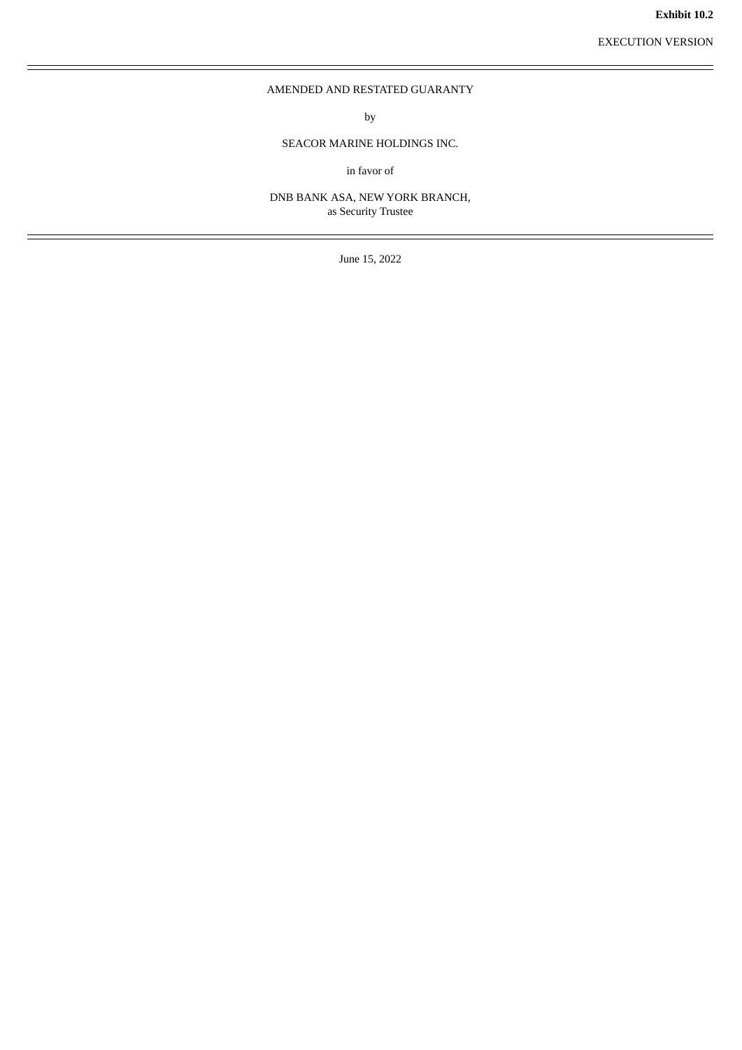**Exhibit 10.2**

EXECUTION VERSION

---

AMENDED AND RESTATED GUARANTY

by

SEACOR MARINE HOLDINGS INC.

in favor of

DNB BANK ASA, NEW YORK BRANCH,
as Security Trustee

---

June 15, 2022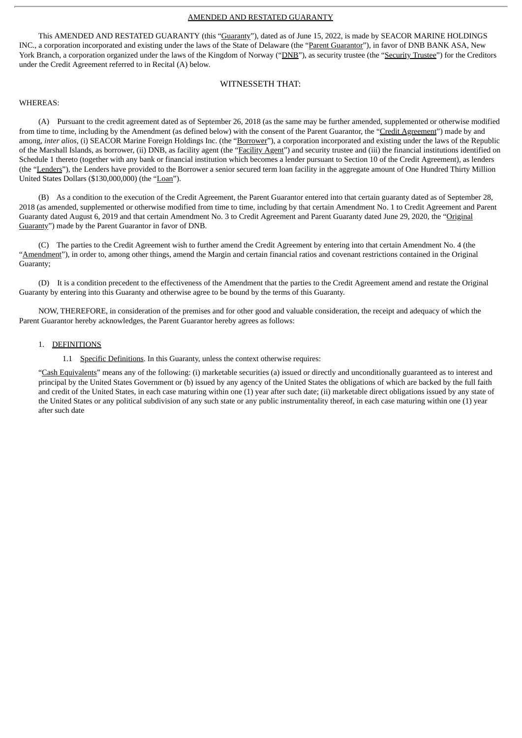# AMENDED AND RESTATED GUARANTY

This AMENDED AND RESTATED GUARANTY (this "Guaranty"), dated as of June 15, 2022, is made by SEACOR MARINE HOLDINGS INC., a corporation incorporated and existing under the laws of the State of Delaware (the "Parent Guarantor"), in favor of DNB BANK ASA, New York Branch, a corporation organized under the laws of the Kingdom of Norway ("DNB"), as security trustee (the "Security Trustee") for the Creditors under the Credit Agreement referred to in Recital (A) below.

WITNESSETH THAT:

WHEREAS:

(A) Pursuant to the credit agreement dated as of September 26, 2018 (as the same may be further amended, supplemented or otherwise modified from time to time, including by the Amendment (as defined below) with the consent of the Parent Guarantor, the "Credit Agreement") made by and among, *inter alios*, (i) SEACOR Marine Foreign Holdings Inc. (the "Borrower"), a corporation incorporated and existing under the laws of the Republic of the Marshall Islands, as borrower, (ii) DNB, as facility agent (the "Facility Agent") and security trustee and (iii) the financial institutions identified on Schedule 1 thereto (together with any bank or financial institution which becomes a lender pursuant to Section 10 of the Credit Agreement), as lenders (the "Lenders"), the Lenders have provided to the Borrower a senior secured term loan facility in the aggregate amount of One Hundred Thirty Million United States Dollars ($130,000,000) (the "Loan").

(B) As a condition to the execution of the Credit Agreement, the Parent Guarantor entered into that certain guaranty dated as of September 28, 2018 (as amended, supplemented or otherwise modified from time to time, including by that certain Amendment No. 1 to Credit Agreement and Parent Guaranty dated August 6, 2019 and that certain Amendment No. 3 to Credit Agreement and Parent Guaranty dated June 29, 2020, the "Original Guaranty") made by the Parent Guarantor in favor of DNB.

(C) The parties to the Credit Agreement wish to further amend the Credit Agreement by entering into that certain Amendment No. 4 (the "Amendment"), in order to, among other things, amend the Margin and certain financial ratios and covenant restrictions contained in the Original Guaranty;

(D) It is a condition precedent to the effectiveness of the Amendment that the parties to the Credit Agreement amend and restate the Original Guaranty by entering into this Guaranty and otherwise agree to be bound by the terms of this Guaranty.

NOW, THEREFORE, in consideration of the premises and for other good and valuable consideration, the receipt and adequacy of which the Parent Guarantor hereby acknowledges, the Parent Guarantor hereby agrees as follows:

1. DEFINITIONS

1.1 Specific Definitions. In this Guaranty, unless the context otherwise requires:

"Cash Equivalents" means any of the following: (i) marketable securities (a) issued or directly and unconditionally guaranteed as to interest and principal by the United States Government or (b) issued by any agency of the United States the obligations of which are backed by the full faith and credit of the United States, in each case maturing within one (1) year after such date; (ii) marketable direct obligations issued by any state of the United States or any political subdivision of any such state or any public instrumentality thereof, in each case maturing within one (1) year after such date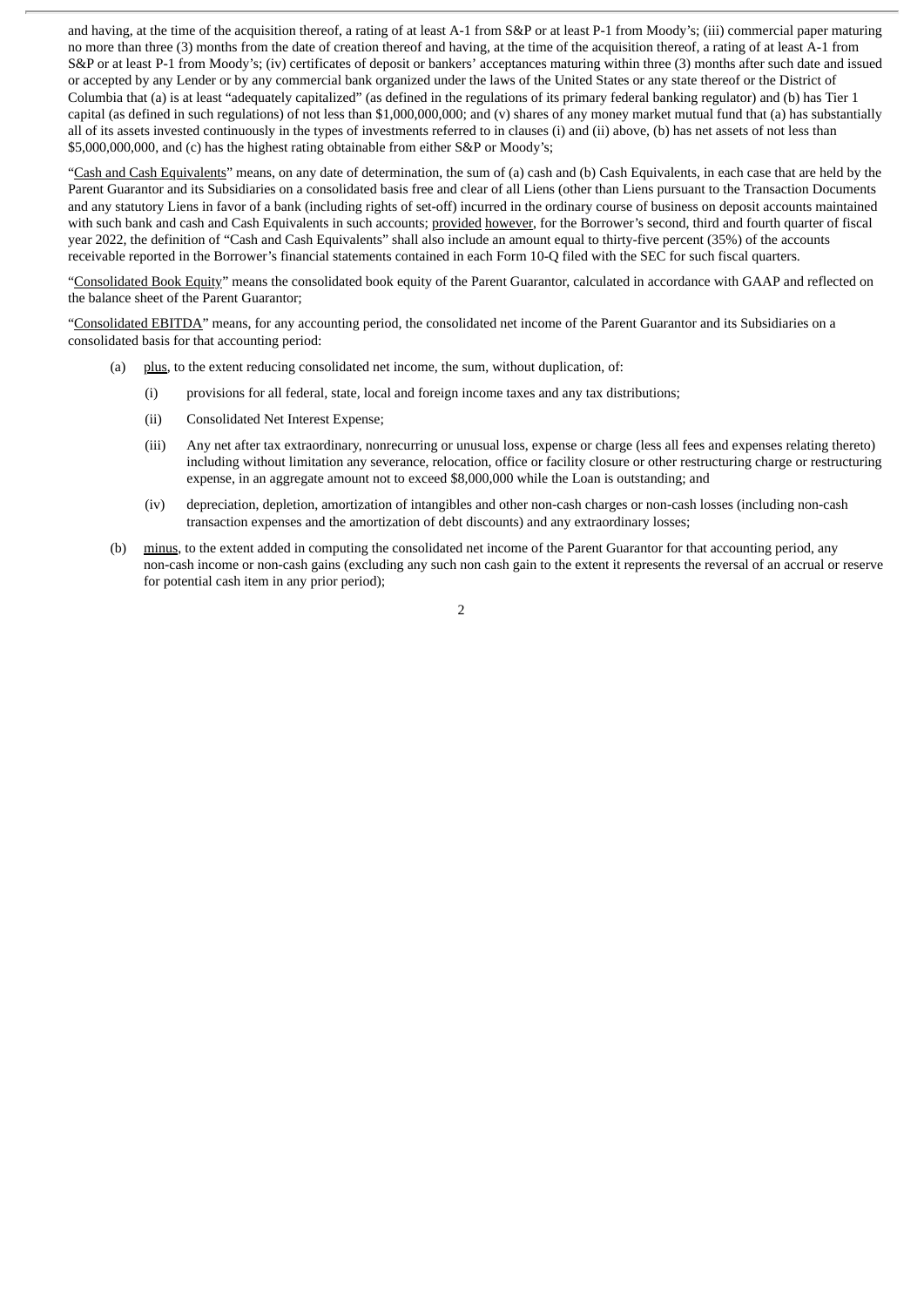and having, at the time of the acquisition thereof, a rating of at least A-1 from S&P or at least P-1 from Moody's; (iii) commercial paper maturing no more than three (3) months from the date of creation thereof and having, at the time of the acquisition thereof, a rating of at least A-1 from S&P or at least P-1 from Moody's; (iv) certificates of deposit or bankers' acceptances maturing within three (3) months after such date and issued or accepted by any Lender or by any commercial bank organized under the laws of the United States or any state thereof or the District of Columbia that (a) is at least "adequately capitalized" (as defined in the regulations of its primary federal banking regulator) and (b) has Tier 1 capital (as defined in such regulations) of not less than $1,000,000,000; and (v) shares of any money market mutual fund that (a) has substantially all of its assets invested continuously in the types of investments referred to in clauses (i) and (ii) above, (b) has net assets of not less than $5,000,000,000, and (c) has the highest rating obtainable from either S&P or Moody's;

"Cash and Cash Equivalents" means, on any date of determination, the sum of (a) cash and (b) Cash Equivalents, in each case that are held by the Parent Guarantor and its Subsidiaries on a consolidated basis free and clear of all Liens (other than Liens pursuant to the Transaction Documents and any statutory Liens in favor of a bank (including rights of set-off) incurred in the ordinary course of business on deposit accounts maintained with such bank and cash and Cash Equivalents in such accounts; provided however, for the Borrower's second, third and fourth quarter of fiscal year 2022, the definition of "Cash and Cash Equivalents" shall also include an amount equal to thirty-five percent (35%) of the accounts receivable reported in the Borrower's financial statements contained in each Form 10-Q filed with the SEC for such fiscal quarters.

"Consolidated Book Equity" means the consolidated book equity of the Parent Guarantor, calculated in accordance with GAAP and reflected on the balance sheet of the Parent Guarantor;

"Consolidated EBITDA" means, for any accounting period, the consolidated net income of the Parent Guarantor and its Subsidiaries on a consolidated basis for that accounting period:

(a) plus, to the extent reducing consolidated net income, the sum, without duplication, of:

   (i) provisions for all federal, state, local and foreign income taxes and any tax distributions;

   (ii) Consolidated Net Interest Expense;

   (iii) Any net after tax extraordinary, nonrecurring or unusual loss, expense or charge (less all fees and expenses relating thereto) including without limitation any severance, relocation, office or facility closure or other restructuring charge or restructuring expense, in an aggregate amount not to exceed $8,000,000 while the Loan is outstanding; and

   (iv) depreciation, depletion, amortization of intangibles and other non-cash charges or non-cash losses (including non-cash transaction expenses and the amortization of debt discounts) and any extraordinary losses;

(b) minus, to the extent added in computing the consolidated net income of the Parent Guarantor for that accounting period, any non-cash income or non-cash gains (excluding any such non cash gain to the extent it represents the reversal of an accrual or reserve for potential cash item in any prior period);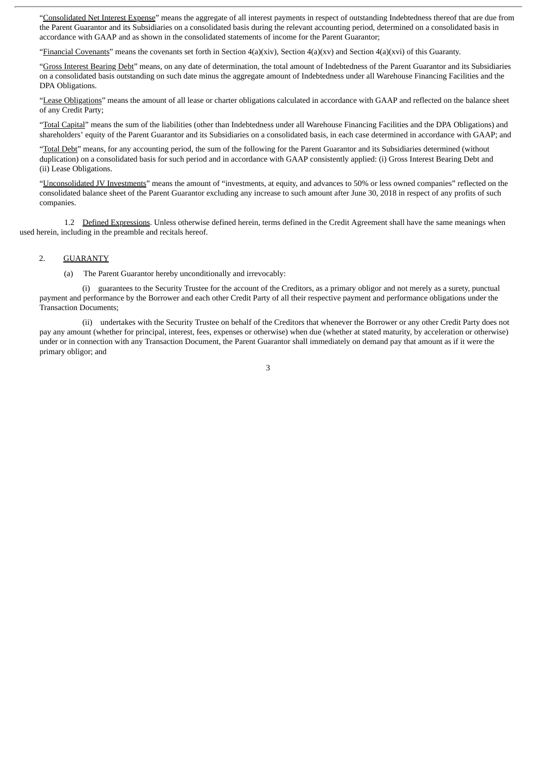"<u>Consolidated Net Interest Expense</u>" means the aggregate of all interest payments in respect of outstanding Indebtedness thereof that are due from the Parent Guarantor and its Subsidiaries on a consolidated basis during the relevant accounting period, determined on a consolidated basis in accordance with GAAP and as shown in the consolidated statements of income for the Parent Guarantor;

"<u>Financial Covenants</u>" means the covenants set forth in Section 4(a)(xiv), Section 4(a)(xv) and Section 4(a)(xvi) of this Guaranty.

"<u>Gross Interest Bearing Debt</u>" means, on any date of determination, the total amount of Indebtedness of the Parent Guarantor and its Subsidiaries on a consolidated basis outstanding on such date minus the aggregate amount of Indebtedness under all Warehouse Financing Facilities and the DPA Obligations.

"<u>Lease Obligations</u>" means the amount of all lease or charter obligations calculated in accordance with GAAP and reflected on the balance sheet of any Credit Party;

"<u>Total Capital</u>" means the sum of the liabilities (other than Indebtedness under all Warehouse Financing Facilities and the DPA Obligations) and shareholders' equity of the Parent Guarantor and its Subsidiaries on a consolidated basis, in each case determined in accordance with GAAP; and

"<u>Total Debt</u>" means, for any accounting period, the sum of the following for the Parent Guarantor and its Subsidiaries determined (without duplication) on a consolidated basis for such period and in accordance with GAAP consistently applied: (i) Gross Interest Bearing Debt and (ii) Lease Obligations.

"<u>Unconsolidated JV Investments</u>" means the amount of "investments, at equity, and advances to 50% or less owned companies" reflected on the consolidated balance sheet of the Parent Guarantor excluding any increase to such amount after June 30, 2018 in respect of any profits of such companies.

1.2 <u>Defined Expressions</u>. Unless otherwise defined herein, terms defined in the Credit Agreement shall have the same meanings when used herein, including in the preamble and recitals hereof.

2. <u>GUARANTY</u>

(a) The Parent Guarantor hereby unconditionally and irrevocably:

(i) guarantees to the Security Trustee for the account of the Creditors, as a primary obligor and not merely as a surety, punctual payment and performance by the Borrower and each other Credit Party of all their respective payment and performance obligations under the Transaction Documents;

(ii) undertakes with the Security Trustee on behalf of the Creditors that whenever the Borrower or any other Credit Party does not pay any amount (whether for principal, interest, fees, expenses or otherwise) when due (whether at stated maturity, by acceleration or otherwise) under or in connection with any Transaction Document, the Parent Guarantor shall immediately on demand pay that amount as if it were the primary obligor; and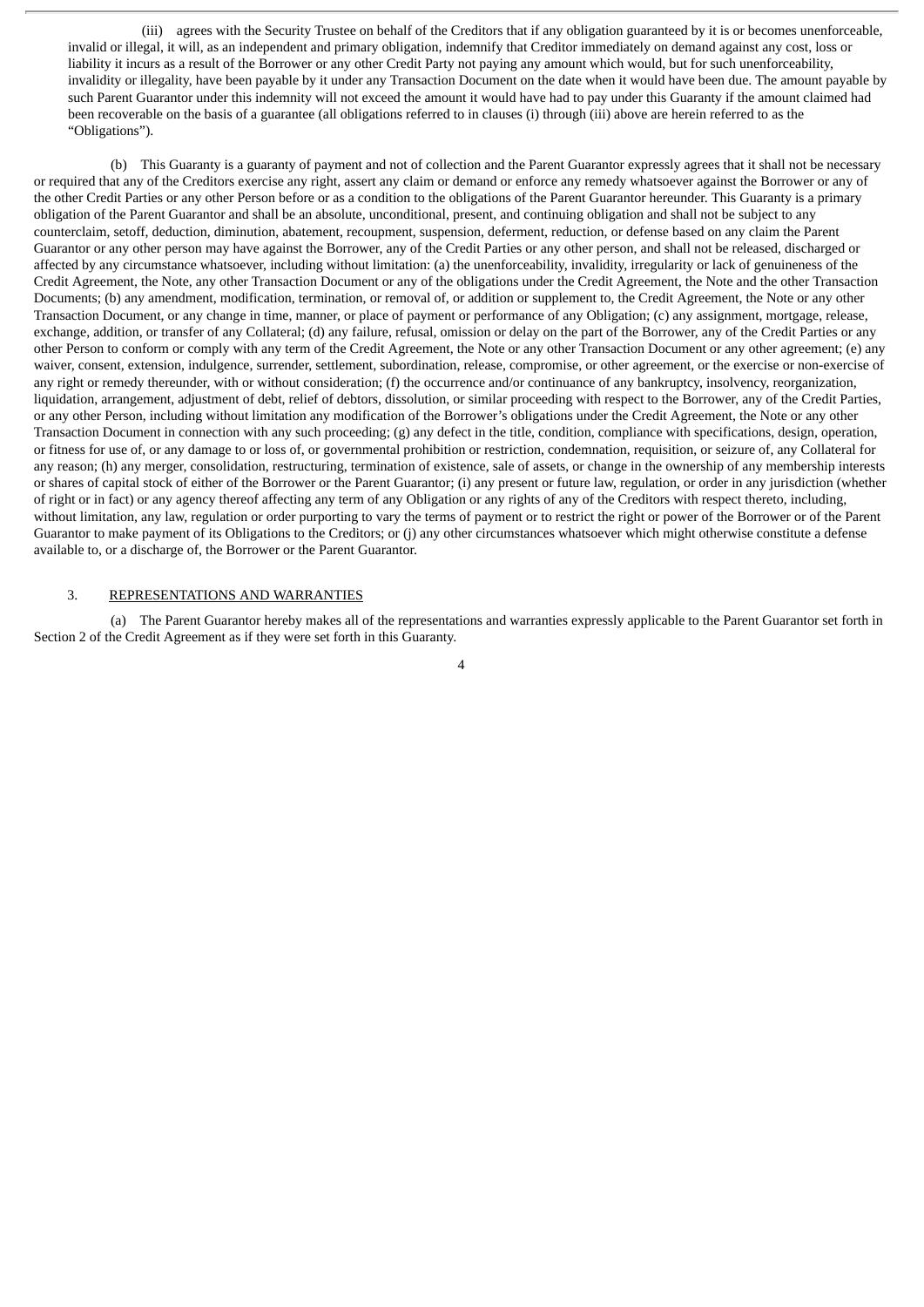(iii) agrees with the Security Trustee on behalf of the Creditors that if any obligation guaranteed by it is or becomes unenforceable, invalid or illegal, it will, as an independent and primary obligation, indemnify that Creditor immediately on demand against any cost, loss or liability it incurs as a result of the Borrower or any other Credit Party not paying any amount which would, but for such unenforceability, invalidity or illegality, have been payable by it under any Transaction Document on the date when it would have been due. The amount payable by such Parent Guarantor under this indemnity will not exceed the amount it would have had to pay under this Guaranty if the amount claimed had been recoverable on the basis of a guarantee (all obligations referred to in clauses (i) through (iii) above are herein referred to as the "Obligations").

(b) This Guaranty is a guaranty of payment and not of collection and the Parent Guarantor expressly agrees that it shall not be necessary or required that any of the Creditors exercise any right, assert any claim or demand or enforce any remedy whatsoever against the Borrower or any of the other Credit Parties or any other Person before or as a condition to the obligations of the Parent Guarantor hereunder. This Guaranty is a primary obligation of the Parent Guarantor and shall be an absolute, unconditional, present, and continuing obligation and shall not be subject to any counterclaim, setoff, deduction, diminution, abatement, recoupment, suspension, deferment, reduction, or defense based on any claim the Parent Guarantor or any other person may have against the Borrower, any of the Credit Parties or any other person, and shall not be released, discharged or affected by any circumstance whatsoever, including without limitation: (a) the unenforceability, invalidity, irregularity or lack of genuineness of the Credit Agreement, the Note, any other Transaction Document or any of the obligations under the Credit Agreement, the Note and the other Transaction Documents; (b) any amendment, modification, termination, or removal of, or addition or supplement to, the Credit Agreement, the Note or any other Transaction Document, or any change in time, manner, or place of payment or performance of any Obligation; (c) any assignment, mortgage, release, exchange, addition, or transfer of any Collateral; (d) any failure, refusal, omission or delay on the part of the Borrower, any of the Credit Parties or any other Person to conform or comply with any term of the Credit Agreement, the Note or any other Transaction Document or any other agreement; (e) any waiver, consent, extension, indulgence, surrender, settlement, subordination, release, compromise, or other agreement, or the exercise or non-exercise of any right or remedy thereunder, with or without consideration; (f) the occurrence and/or continuance of any bankruptcy, insolvency, reorganization, liquidation, arrangement, adjustment of debt, relief of debtors, dissolution, or similar proceeding with respect to the Borrower, any of the Credit Parties, or any other Person, including without limitation any modification of the Borrower's obligations under the Credit Agreement, the Note or any other Transaction Document in connection with any such proceeding; (g) any defect in the title, condition, compliance with specifications, design, operation, or fitness for use of, or any damage to or loss of, or governmental prohibition or restriction, condemnation, requisition, or seizure of, any Collateral for any reason; (h) any merger, consolidation, restructuring, termination of existence, sale of assets, or change in the ownership of any membership interests or shares of capital stock of either of the Borrower or the Parent Guarantor; (i) any present or future law, regulation, or order in any jurisdiction (whether of right or in fact) or any agency thereof affecting any term of any Obligation or any rights of any of the Creditors with respect thereto, including, without limitation, any law, regulation or order purporting to vary the terms of payment or to restrict the right or power of the Borrower or of the Parent Guarantor to make payment of its Obligations to the Creditors; or (j) any other circumstances whatsoever which might otherwise constitute a defense available to, or a discharge of, the Borrower or the Parent Guarantor.

3. REPRESENTATIONS AND WARRANTIES

(a) The Parent Guarantor hereby makes all of the representations and warranties expressly applicable to the Parent Guarantor set forth in Section 2 of the Credit Agreement as if they were set forth in this Guaranty.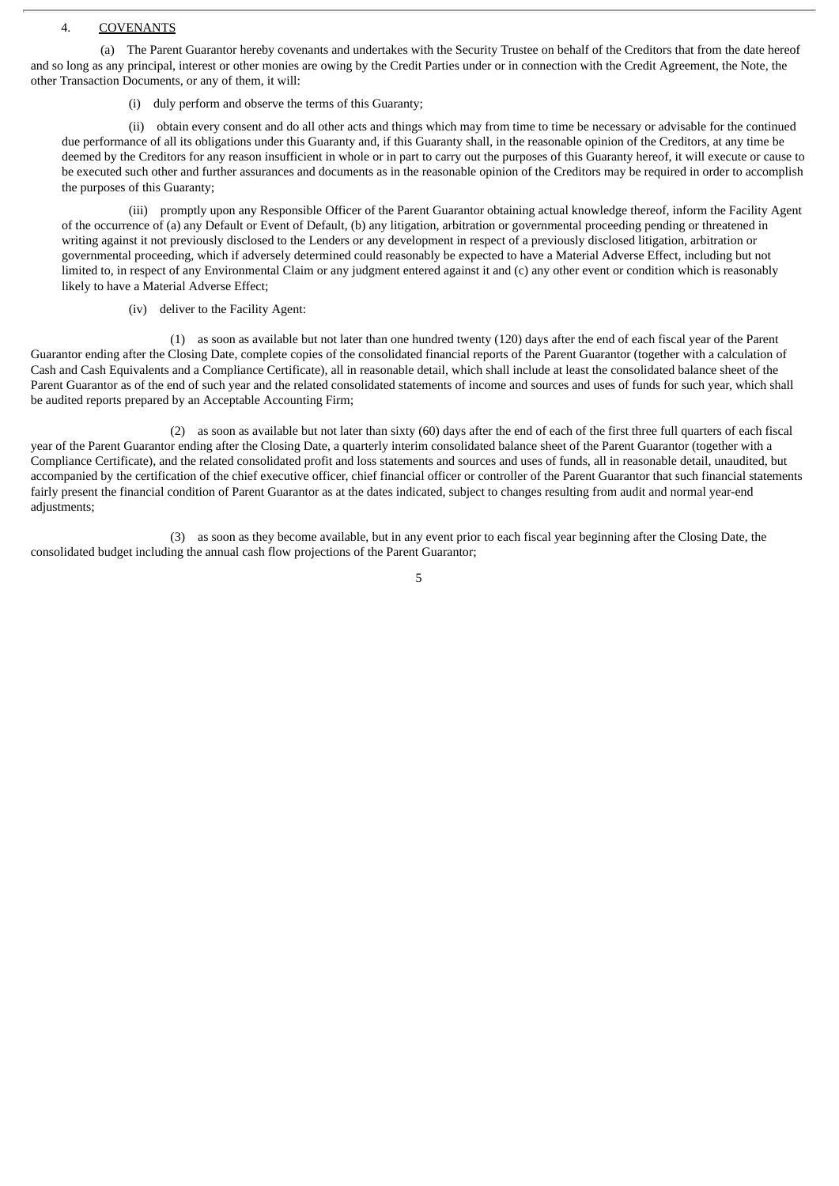4. COVENANTS

(a) The Parent Guarantor hereby covenants and undertakes with the Security Trustee on behalf of the Creditors that from the date hereof and so long as any principal, interest or other monies are owing by the Credit Parties under or in connection with the Credit Agreement, the Note, the other Transaction Documents, or any of them, it will:

(i) duly perform and observe the terms of this Guaranty;

(ii) obtain every consent and do all other acts and things which may from time to time be necessary or advisable for the continued due performance of all its obligations under this Guaranty and, if this Guaranty shall, in the reasonable opinion of the Creditors, at any time be deemed by the Creditors for any reason insufficient in whole or in part to carry out the purposes of this Guaranty hereof, it will execute or cause to be executed such other and further assurances and documents as in the reasonable opinion of the Creditors may be required in order to accomplish the purposes of this Guaranty;

(iii) promptly upon any Responsible Officer of the Parent Guarantor obtaining actual knowledge thereof, inform the Facility Agent of the occurrence of (a) any Default or Event of Default, (b) any litigation, arbitration or governmental proceeding pending or threatened in writing against it not previously disclosed to the Lenders or any development in respect of a previously disclosed litigation, arbitration or governmental proceeding, which if adversely determined could reasonably be expected to have a Material Adverse Effect, including but not limited to, in respect of any Environmental Claim or any judgment entered against it and (c) any other event or condition which is reasonably likely to have a Material Adverse Effect;

(iv) deliver to the Facility Agent:

(1) as soon as available but not later than one hundred twenty (120) days after the end of each fiscal year of the Parent Guarantor ending after the Closing Date, complete copies of the consolidated financial reports of the Parent Guarantor (together with a calculation of Cash and Cash Equivalents and a Compliance Certificate), all in reasonable detail, which shall include at least the consolidated balance sheet of the Parent Guarantor as of the end of such year and the related consolidated statements of income and sources and uses of funds for such year, which shall be audited reports prepared by an Acceptable Accounting Firm;

(2) as soon as available but not later than sixty (60) days after the end of each of the first three full quarters of each fiscal year of the Parent Guarantor ending after the Closing Date, a quarterly interim consolidated balance sheet of the Parent Guarantor (together with a Compliance Certificate), and the related consolidated profit and loss statements and sources and uses of funds, all in reasonable detail, unaudited, but accompanied by the certification of the chief executive officer, chief financial officer or controller of the Parent Guarantor that such financial statements fairly present the financial condition of Parent Guarantor as at the dates indicated, subject to changes resulting from audit and normal year-end adjustments;

(3) as soon as they become available, but in any event prior to each fiscal year beginning after the Closing Date, the consolidated budget including the annual cash flow projections of the Parent Guarantor;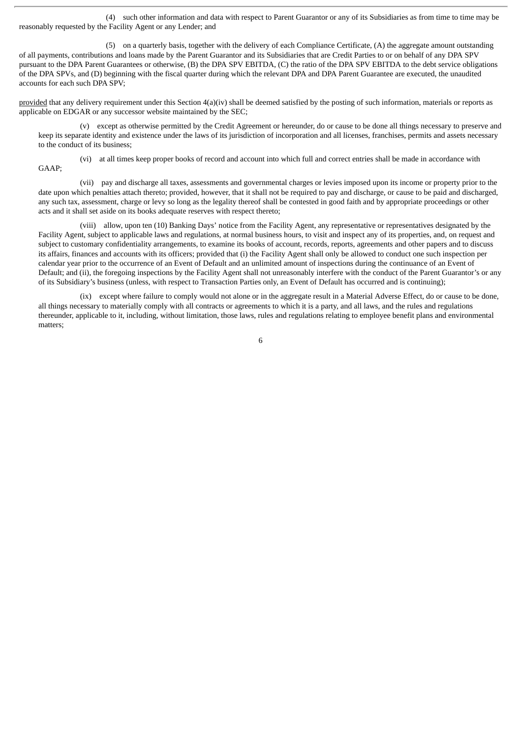(4) such other information and data with respect to Parent Guarantor or any of its Subsidiaries as from time to time may be reasonably requested by the Facility Agent or any Lender; and

(5) on a quarterly basis, together with the delivery of each Compliance Certificate, (A) the aggregate amount outstanding of all payments, contributions and loans made by the Parent Guarantor and its Subsidiaries that are Credit Parties to or on behalf of any DPA SPV pursuant to the DPA Parent Guarantees or otherwise, (B) the DPA SPV EBITDA, (C) the ratio of the DPA SPV EBITDA to the debt service obligations of the DPA SPVs, and (D) beginning with the fiscal quarter during which the relevant DPA and DPA Parent Guarantee are executed, the unaudited accounts for each such DPA SPV;

provided that any delivery requirement under this Section 4(a)(iv) shall be deemed satisfied by the posting of such information, materials or reports as applicable on EDGAR or any successor website maintained by the SEC;

(v) except as otherwise permitted by the Credit Agreement or hereunder, do or cause to be done all things necessary to preserve and keep its separate identity and existence under the laws of its jurisdiction of incorporation and all licenses, franchises, permits and assets necessary to the conduct of its business;

(vi) at all times keep proper books of record and account into which full and correct entries shall be made in accordance with GAAP;

(vii) pay and discharge all taxes, assessments and governmental charges or levies imposed upon its income or property prior to the date upon which penalties attach thereto; provided, however, that it shall not be required to pay and discharge, or cause to be paid and discharged, any such tax, assessment, charge or levy so long as the legality thereof shall be contested in good faith and by appropriate proceedings or other acts and it shall set aside on its books adequate reserves with respect thereto;

(viii) allow, upon ten (10) Banking Days' notice from the Facility Agent, any representative or representatives designated by the Facility Agent, subject to applicable laws and regulations, at normal business hours, to visit and inspect any of its properties, and, on request and subject to customary confidentiality arrangements, to examine its books of account, records, reports, agreements and other papers and to discuss its affairs, finances and accounts with its officers; provided that (i) the Facility Agent shall only be allowed to conduct one such inspection per calendar year prior to the occurrence of an Event of Default and an unlimited amount of inspections during the continuance of an Event of Default; and (ii), the foregoing inspections by the Facility Agent shall not unreasonably interfere with the conduct of the Parent Guarantor's or any of its Subsidiary's business (unless, with respect to Transaction Parties only, an Event of Default has occurred and is continuing);

(ix) except where failure to comply would not alone or in the aggregate result in a Material Adverse Effect, do or cause to be done, all things necessary to materially comply with all contracts or agreements to which it is a party, and all laws, and the rules and regulations thereunder, applicable to it, including, without limitation, those laws, rules and regulations relating to employee benefit plans and environmental matters;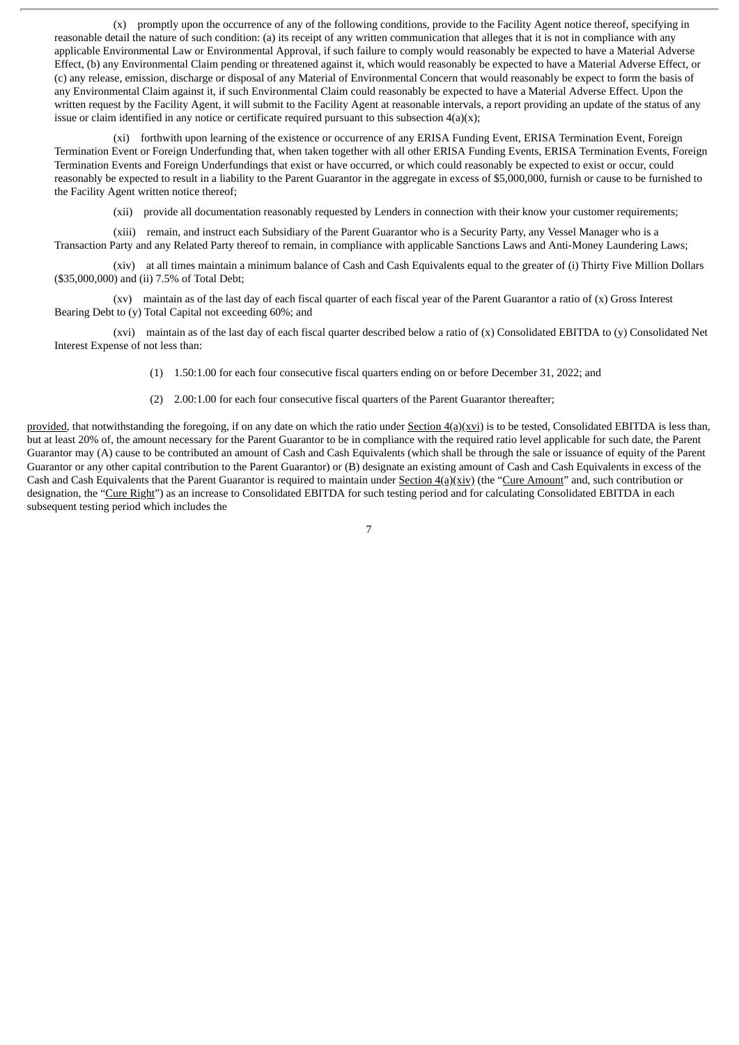(x) promptly upon the occurrence of any of the following conditions, provide to the Facility Agent notice thereof, specifying in reasonable detail the nature of such condition: (a) its receipt of any written communication that alleges that it is not in compliance with any applicable Environmental Law or Environmental Approval, if such failure to comply would reasonably be expected to have a Material Adverse Effect, (b) any Environmental Claim pending or threatened against it, which would reasonably be expected to have a Material Adverse Effect, or (c) any release, emission, discharge or disposal of any Material of Environmental Concern that would reasonably be expect to form the basis of any Environmental Claim against it, if such Environmental Claim could reasonably be expected to have a Material Adverse Effect. Upon the written request by the Facility Agent, it will submit to the Facility Agent at reasonable intervals, a report providing an update of the status of any issue or claim identified in any notice or certificate required pursuant to this subsection 4(a)(x);

(xi) forthwith upon learning of the existence or occurrence of any ERISA Funding Event, ERISA Termination Event, Foreign Termination Event or Foreign Underfunding that, when taken together with all other ERISA Funding Events, ERISA Termination Events, Foreign Termination Events and Foreign Underfundings that exist or have occurred, or which could reasonably be expected to exist or occur, could reasonably be expected to result in a liability to the Parent Guarantor in the aggregate in excess of $5,000,000, furnish or cause to be furnished to the Facility Agent written notice thereof;

(xii) provide all documentation reasonably requested by Lenders in connection with their know your customer requirements;

(xiii) remain, and instruct each Subsidiary of the Parent Guarantor who is a Security Party, any Vessel Manager who is a Transaction Party and any Related Party thereof to remain, in compliance with applicable Sanctions Laws and Anti-Money Laundering Laws;

(xiv) at all times maintain a minimum balance of Cash and Cash Equivalents equal to the greater of (i) Thirty Five Million Dollars ($35,000,000) and (ii) 7.5% of Total Debt;

(xv) maintain as of the last day of each fiscal quarter of each fiscal year of the Parent Guarantor a ratio of (x) Gross Interest Bearing Debt to (y) Total Capital not exceeding 60%; and

(xvi) maintain as of the last day of each fiscal quarter described below a ratio of (x) Consolidated EBITDA to (y) Consolidated Net Interest Expense of not less than:

(1) 1.50:1.00 for each four consecutive fiscal quarters ending on or before December 31, 2022; and

(2) 2.00:1.00 for each four consecutive fiscal quarters of the Parent Guarantor thereafter;

provided, that notwithstanding the foregoing, if on any date on which the ratio under Section 4(a)(xvi) is to be tested, Consolidated EBITDA is less than, but at least 20% of, the amount necessary for the Parent Guarantor to be in compliance with the required ratio level applicable for such date, the Parent Guarantor may (A) cause to be contributed an amount of Cash and Cash Equivalents (which shall be through the sale or issuance of equity of the Parent Guarantor or any other capital contribution to the Parent Guarantor) or (B) designate an existing amount of Cash and Cash Equivalents in excess of the Cash and Cash Equivalents that the Parent Guarantor is required to maintain under Section 4(a)(xiv) (the "Cure Amount" and, such contribution or designation, the "Cure Right") as an increase to Consolidated EBITDA for such testing period and for calculating Consolidated EBITDA in each subsequent testing period which includes the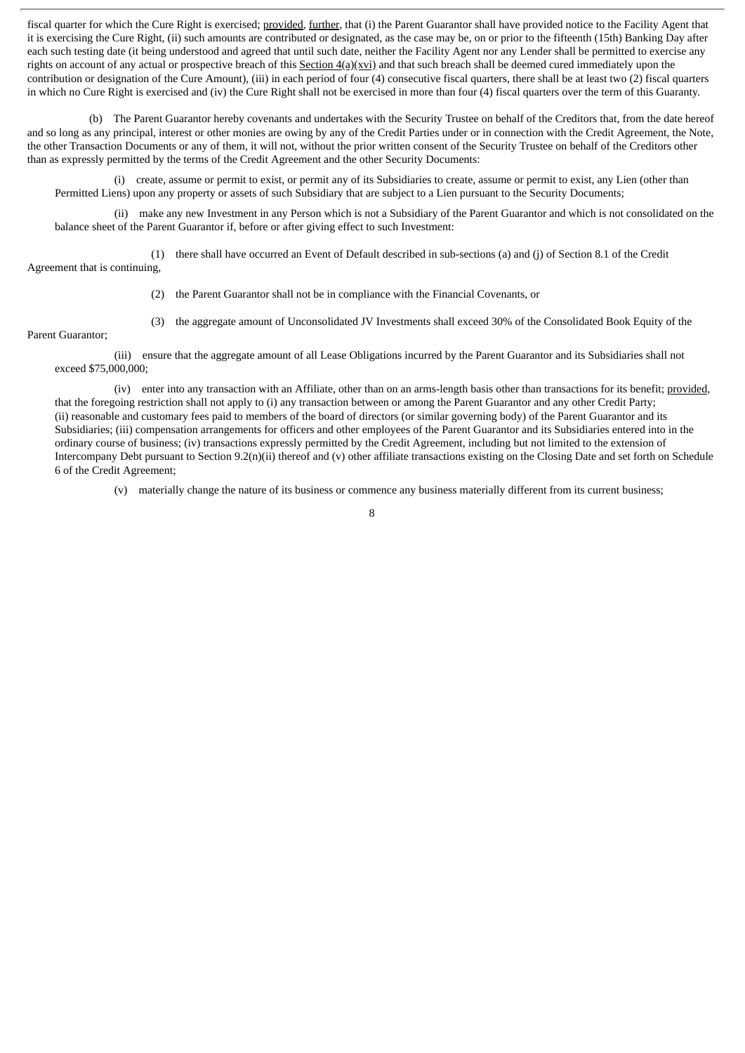fiscal quarter for which the Cure Right is exercised; provided, further, that (i) the Parent Guarantor shall have provided notice to the Facility Agent that it is exercising the Cure Right, (ii) such amounts are contributed or designated, as the case may be, on or prior to the fifteenth (15th) Banking Day after each such testing date (it being understood and agreed that until such date, neither the Facility Agent nor any Lender shall be permitted to exercise any rights on account of any actual or prospective breach of this Section 4(a)(xvi) and that such breach shall be deemed cured immediately upon the contribution or designation of the Cure Amount), (iii) in each period of four (4) consecutive fiscal quarters, there shall be at least two (2) fiscal quarters in which no Cure Right is exercised and (iv) the Cure Right shall not be exercised in more than four (4) fiscal quarters over the term of this Guaranty.

(b) The Parent Guarantor hereby covenants and undertakes with the Security Trustee on behalf of the Creditors that, from the date hereof and so long as any principal, interest or other monies are owing by any of the Credit Parties under or in connection with the Credit Agreement, the Note, the other Transaction Documents or any of them, it will not, without the prior written consent of the Security Trustee on behalf of the Creditors other than as expressly permitted by the terms of the Credit Agreement and the other Security Documents:

(i) create, assume or permit to exist, or permit any of its Subsidiaries to create, assume or permit to exist, any Lien (other than Permitted Liens) upon any property or assets of such Subsidiary that are subject to a Lien pursuant to the Security Documents;

(ii) make any new Investment in any Person which is not a Subsidiary of the Parent Guarantor and which is not consolidated on the balance sheet of the Parent Guarantor if, before or after giving effect to such Investment:

(1) there shall have occurred an Event of Default described in sub-sections (a) and (j) of Section 8.1 of the Credit Agreement that is continuing,

(2) the Parent Guarantor shall not be in compliance with the Financial Covenants, or

(3) the aggregate amount of Unconsolidated JV Investments shall exceed 30% of the Consolidated Book Equity of the Parent Guarantor;

(iii) ensure that the aggregate amount of all Lease Obligations incurred by the Parent Guarantor and its Subsidiaries shall not exceed $75,000,000;

(iv) enter into any transaction with an Affiliate, other than on an arms-length basis other than transactions for its benefit; provided, that the foregoing restriction shall not apply to (i) any transaction between or among the Parent Guarantor and any other Credit Party; (ii) reasonable and customary fees paid to members of the board of directors (or similar governing body) of the Parent Guarantor and its Subsidiaries; (iii) compensation arrangements for officers and other employees of the Parent Guarantor and its Subsidiaries entered into in the ordinary course of business; (iv) transactions expressly permitted by the Credit Agreement, including but not limited to the extension of Intercompany Debt pursuant to Section 9.2(n)(ii) thereof and (v) other affiliate transactions existing on the Closing Date and set forth on Schedule 6 of the Credit Agreement;

(v) materially change the nature of its business or commence any business materially different from its current business;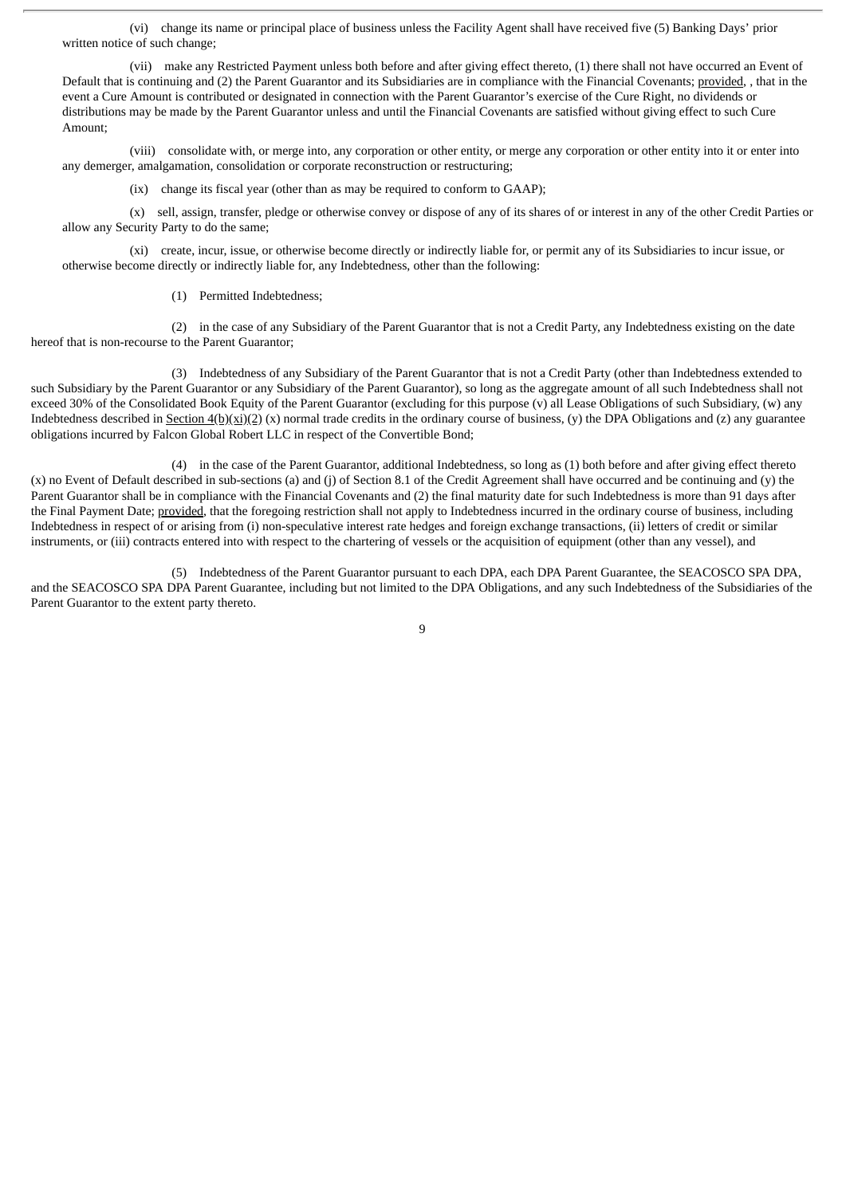(vi) change its name or principal place of business unless the Facility Agent shall have received five (5) Banking Days' prior written notice of such change;

(vii) make any Restricted Payment unless both before and after giving effect thereto, (1) there shall not have occurred an Event of Default that is continuing and (2) the Parent Guarantor and its Subsidiaries are in compliance with the Financial Covenants; provided, , that in the event a Cure Amount is contributed or designated in connection with the Parent Guarantor's exercise of the Cure Right, no dividends or distributions may be made by the Parent Guarantor unless and until the Financial Covenants are satisfied without giving effect to such Cure Amount;

(viii) consolidate with, or merge into, any corporation or other entity, or merge any corporation or other entity into it or enter into any demerger, amalgamation, consolidation or corporate reconstruction or restructuring;

(ix) change its fiscal year (other than as may be required to conform to GAAP);

(x) sell, assign, transfer, pledge or otherwise convey or dispose of any of its shares of or interest in any of the other Credit Parties or allow any Security Party to do the same;

(xi) create, incur, issue, or otherwise become directly or indirectly liable for, or permit any of its Subsidiaries to incur issue, or otherwise become directly or indirectly liable for, any Indebtedness, other than the following:

(1) Permitted Indebtedness;

(2) in the case of any Subsidiary of the Parent Guarantor that is not a Credit Party, any Indebtedness existing on the date hereof that is non-recourse to the Parent Guarantor;

(3) Indebtedness of any Subsidiary of the Parent Guarantor that is not a Credit Party (other than Indebtedness extended to such Subsidiary by the Parent Guarantor or any Subsidiary of the Parent Guarantor), so long as the aggregate amount of all such Indebtedness shall not exceed 30% of the Consolidated Book Equity of the Parent Guarantor (excluding for this purpose (v) all Lease Obligations of such Subsidiary, (w) any Indebtedness described in Section 4(b)(xi)(2) (x) normal trade credits in the ordinary course of business, (y) the DPA Obligations and (z) any guarantee obligations incurred by Falcon Global Robert LLC in respect of the Convertible Bond;

(4) in the case of the Parent Guarantor, additional Indebtedness, so long as (1) both before and after giving effect thereto (x) no Event of Default described in sub-sections (a) and (j) of Section 8.1 of the Credit Agreement shall have occurred and be continuing and (y) the Parent Guarantor shall be in compliance with the Financial Covenants and (2) the final maturity date for such Indebtedness is more than 91 days after the Final Payment Date; provided, that the foregoing restriction shall not apply to Indebtedness incurred in the ordinary course of business, including Indebtedness in respect of or arising from (i) non-speculative interest rate hedges and foreign exchange transactions, (ii) letters of credit or similar instruments, or (iii) contracts entered into with respect to the chartering of vessels or the acquisition of equipment (other than any vessel), and

(5) Indebtedness of the Parent Guarantor pursuant to each DPA, each DPA Parent Guarantee, the SEACOSCO SPA DPA, and the SEACOSCO SPA DPA Parent Guarantee, including but not limited to the DPA Obligations, and any such Indebtedness of the Subsidiaries of the Parent Guarantor to the extent party thereto.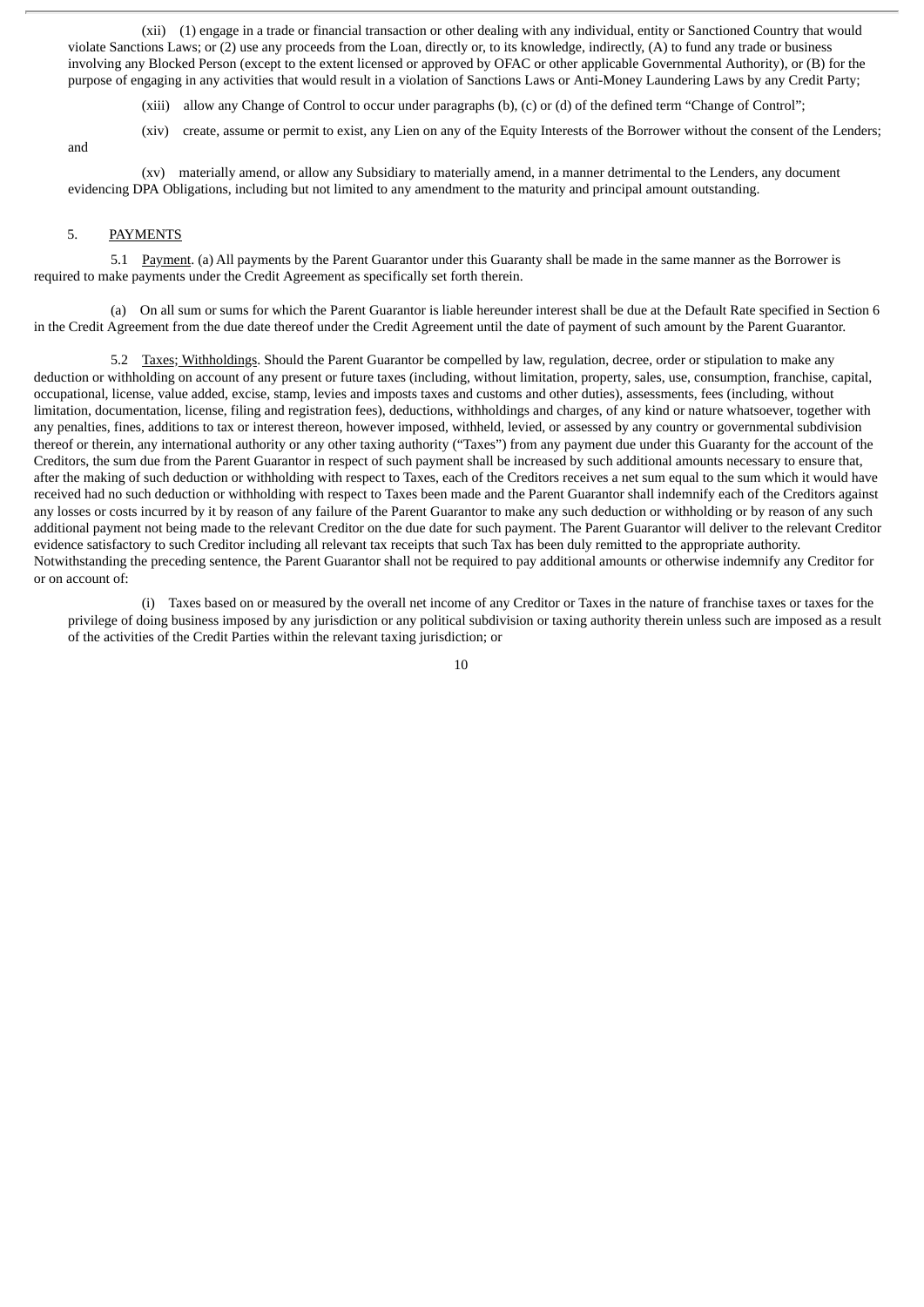(xii) (1) engage in a trade or financial transaction or other dealing with any individual, entity or Sanctioned Country that would violate Sanctions Laws; or (2) use any proceeds from the Loan, directly or, to its knowledge, indirectly, (A) to fund any trade or business involving any Blocked Person (except to the extent licensed or approved by OFAC or other applicable Governmental Authority), or (B) for the purpose of engaging in any activities that would result in a violation of Sanctions Laws or Anti-Money Laundering Laws by any Credit Party;

(xiii) allow any Change of Control to occur under paragraphs (b), (c) or (d) of the defined term "Change of Control";

(xiv) create, assume or permit to exist, any Lien on any of the Equity Interests of the Borrower without the consent of the Lenders; and

(xv) materially amend, or allow any Subsidiary to materially amend, in a manner detrimental to the Lenders, any document evidencing DPA Obligations, including but not limited to any amendment to the maturity and principal amount outstanding.

5. PAYMENTS

5.1 Payment. (a) All payments by the Parent Guarantor under this Guaranty shall be made in the same manner as the Borrower is required to make payments under the Credit Agreement as specifically set forth therein.

(a) On all sum or sums for which the Parent Guarantor is liable hereunder interest shall be due at the Default Rate specified in Section 6 in the Credit Agreement from the due date thereof under the Credit Agreement until the date of payment of such amount by the Parent Guarantor.

5.2 Taxes; Withholdings. Should the Parent Guarantor be compelled by law, regulation, decree, order or stipulation to make any deduction or withholding on account of any present or future taxes (including, without limitation, property, sales, use, consumption, franchise, capital, occupational, license, value added, excise, stamp, levies and imposts taxes and customs and other duties), assessments, fees (including, without limitation, documentation, license, filing and registration fees), deductions, withholdings and charges, of any kind or nature whatsoever, together with any penalties, fines, additions to tax or interest thereon, however imposed, withheld, levied, or assessed by any country or governmental subdivision thereof or therein, any international authority or any other taxing authority ("Taxes") from any payment due under this Guaranty for the account of the Creditors, the sum due from the Parent Guarantor in respect of such payment shall be increased by such additional amounts necessary to ensure that, after the making of such deduction or withholding with respect to Taxes, each of the Creditors receives a net sum equal to the sum which it would have received had no such deduction or withholding with respect to Taxes been made and the Parent Guarantor shall indemnify each of the Creditors against any losses or costs incurred by it by reason of any failure of the Parent Guarantor to make any such deduction or withholding or by reason of any such additional payment not being made to the relevant Creditor on the due date for such payment. The Parent Guarantor will deliver to the relevant Creditor evidence satisfactory to such Creditor including all relevant tax receipts that such Tax has been duly remitted to the appropriate authority. Notwithstanding the preceding sentence, the Parent Guarantor shall not be required to pay additional amounts or otherwise indemnify any Creditor for or on account of:

(i) Taxes based on or measured by the overall net income of any Creditor or Taxes in the nature of franchise taxes or taxes for the privilege of doing business imposed by any jurisdiction or any political subdivision or taxing authority therein unless such are imposed as a result of the activities of the Credit Parties within the relevant taxing jurisdiction; or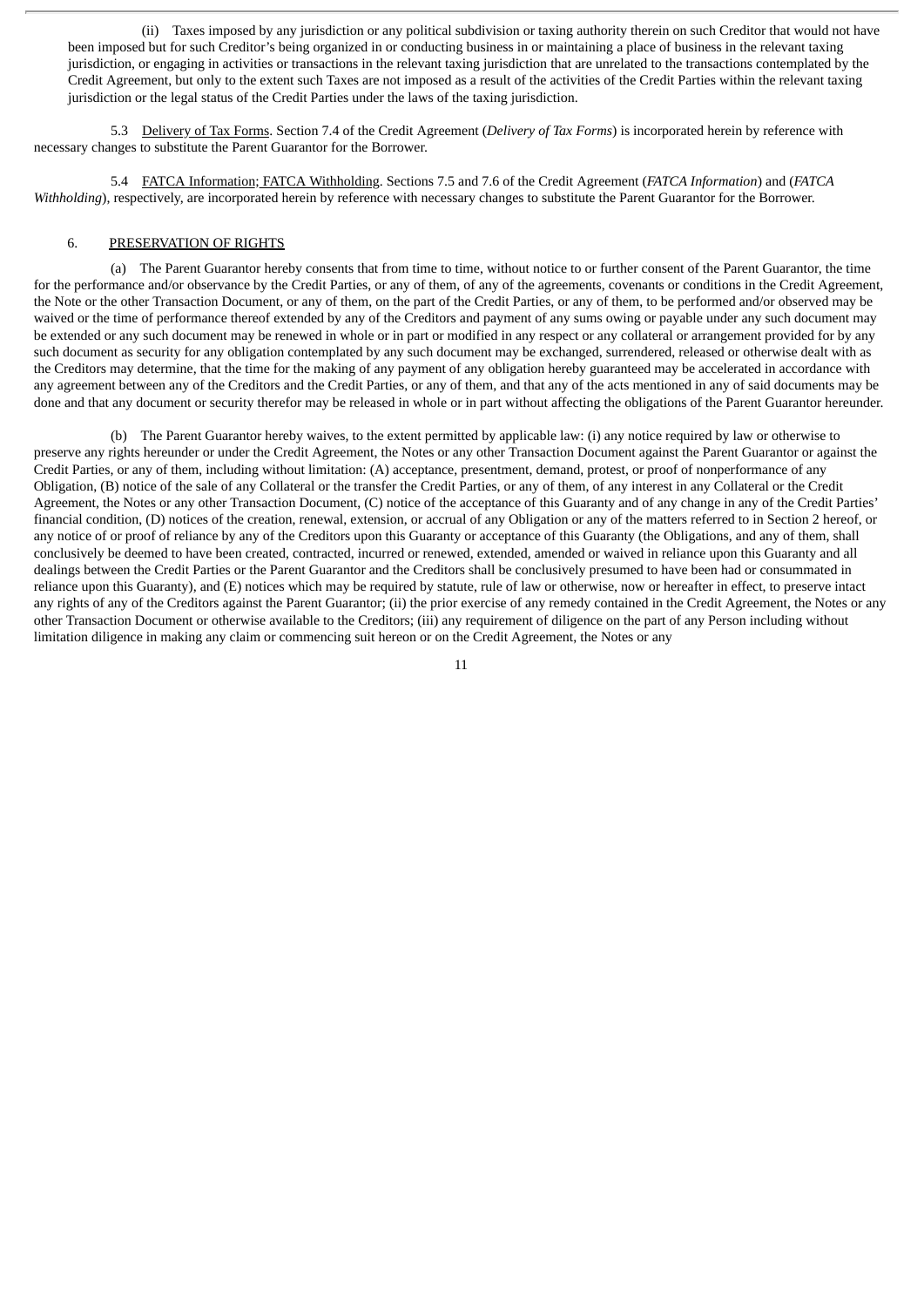(ii) Taxes imposed by any jurisdiction or any political subdivision or taxing authority therein on such Creditor that would not have been imposed but for such Creditor's being organized in or conducting business in or maintaining a place of business in the relevant taxing jurisdiction, or engaging in activities or transactions in the relevant taxing jurisdiction that are unrelated to the transactions contemplated by the Credit Agreement, but only to the extent such Taxes are not imposed as a result of the activities of the Credit Parties within the relevant taxing jurisdiction or the legal status of the Credit Parties under the laws of the taxing jurisdiction.

5.3 Delivery of Tax Forms. Section 7.4 of the Credit Agreement (*Delivery of Tax Forms*) is incorporated herein by reference with necessary changes to substitute the Parent Guarantor for the Borrower.

5.4 FATCA Information; FATCA Withholding. Sections 7.5 and 7.6 of the Credit Agreement (*FATCA Information*) and (*FATCA Withholding*), respectively, are incorporated herein by reference with necessary changes to substitute the Parent Guarantor for the Borrower.

6. PRESERVATION OF RIGHTS

(a) The Parent Guarantor hereby consents that from time to time, without notice to or further consent of the Parent Guarantor, the time for the performance and/or observance by the Credit Parties, or any of them, of any of the agreements, covenants or conditions in the Credit Agreement, the Note or the other Transaction Document, or any of them, on the part of the Credit Parties, or any of them, to be performed and/or observed may be waived or the time of performance thereof extended by any of the Creditors and payment of any sums owing or payable under any such document may be extended or any such document may be renewed in whole or in part or modified in any respect or any collateral or arrangement provided for by any such document as security for any obligation contemplated by any such document may be exchanged, surrendered, released or otherwise dealt with as the Creditors may determine, that the time for the making of any payment of any obligation hereby guaranteed may be accelerated in accordance with any agreement between any of the Creditors and the Credit Parties, or any of them, and that any of the acts mentioned in any of said documents may be done and that any document or security therefor may be released in whole or in part without affecting the obligations of the Parent Guarantor hereunder.

(b) The Parent Guarantor hereby waives, to the extent permitted by applicable law: (i) any notice required by law or otherwise to preserve any rights hereunder or under the Credit Agreement, the Notes or any other Transaction Document against the Parent Guarantor or against the Credit Parties, or any of them, including without limitation: (A) acceptance, presentment, demand, protest, or proof of nonperformance of any Obligation, (B) notice of the sale of any Collateral or the transfer the Credit Parties, or any of them, of any interest in any Collateral or the Credit Agreement, the Notes or any other Transaction Document, (C) notice of the acceptance of this Guaranty and of any change in any of the Credit Parties' financial condition, (D) notices of the creation, renewal, extension, or accrual of any Obligation or any of the matters referred to in Section 2 hereof, or any notice of or proof of reliance by any of the Creditors upon this Guaranty or acceptance of this Guaranty (the Obligations, and any of them, shall conclusively be deemed to have been created, contracted, incurred or renewed, extended, amended or waived in reliance upon this Guaranty and all dealings between the Credit Parties or the Parent Guarantor and the Creditors shall be conclusively presumed to have been had or consummated in reliance upon this Guaranty), and (E) notices which may be required by statute, rule of law or otherwise, now or hereafter in effect, to preserve intact any rights of any of the Creditors against the Parent Guarantor; (ii) the prior exercise of any remedy contained in the Credit Agreement, the Notes or any other Transaction Document or otherwise available to the Creditors; (iii) any requirement of diligence on the part of any Person including without limitation diligence in making any claim or commencing suit hereon or on the Credit Agreement, the Notes or any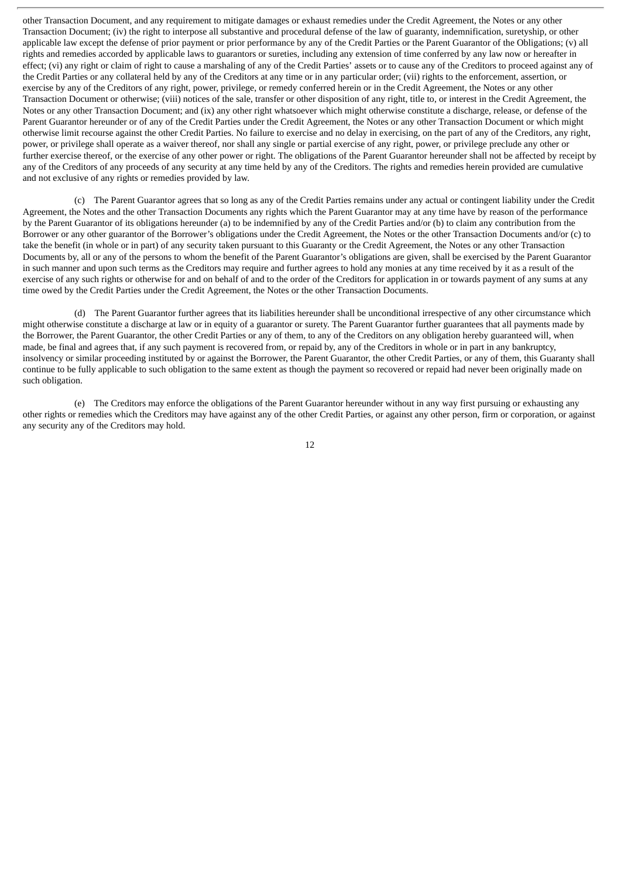other Transaction Document, and any requirement to mitigate damages or exhaust remedies under the Credit Agreement, the Notes or any other Transaction Document; (iv) the right to interpose all substantive and procedural defense of the law of guaranty, indemnification, suretyship, or other applicable law except the defense of prior payment or prior performance by any of the Credit Parties or the Parent Guarantor of the Obligations; (v) all rights and remedies accorded by applicable laws to guarantors or sureties, including any extension of time conferred by any law now or hereafter in effect; (vi) any right or claim of right to cause a marshaling of any of the Credit Parties' assets or to cause any of the Creditors to proceed against any of the Credit Parties or any collateral held by any of the Creditors at any time or in any particular order; (vii) rights to the enforcement, assertion, or exercise by any of the Creditors of any right, power, privilege, or remedy conferred herein or in the Credit Agreement, the Notes or any other Transaction Document or otherwise; (viii) notices of the sale, transfer or other disposition of any right, title to, or interest in the Credit Agreement, the Notes or any other Transaction Document; and (ix) any other right whatsoever which might otherwise constitute a discharge, release, or defense of the Parent Guarantor hereunder or of any of the Credit Parties under the Credit Agreement, the Notes or any other Transaction Document or which might otherwise limit recourse against the other Credit Parties. No failure to exercise and no delay in exercising, on the part of any of the Creditors, any right, power, or privilege shall operate as a waiver thereof, nor shall any single or partial exercise of any right, power, or privilege preclude any other or further exercise thereof, or the exercise of any other power or right. The obligations of the Parent Guarantor hereunder shall not be affected by receipt by any of the Creditors of any proceeds of any security at any time held by any of the Creditors. The rights and remedies herein provided are cumulative and not exclusive of any rights or remedies provided by law.

(c) The Parent Guarantor agrees that so long as any of the Credit Parties remains under any actual or contingent liability under the Credit Agreement, the Notes and the other Transaction Documents any rights which the Parent Guarantor may at any time have by reason of the performance by the Parent Guarantor of its obligations hereunder (a) to be indemnified by any of the Credit Parties and/or (b) to claim any contribution from the Borrower or any other guarantor of the Borrower's obligations under the Credit Agreement, the Notes or the other Transaction Documents and/or (c) to take the benefit (in whole or in part) of any security taken pursuant to this Guaranty or the Credit Agreement, the Notes or any other Transaction Documents by, all or any of the persons to whom the benefit of the Parent Guarantor's obligations are given, shall be exercised by the Parent Guarantor in such manner and upon such terms as the Creditors may require and further agrees to hold any monies at any time received by it as a result of the exercise of any such rights or otherwise for and on behalf of and to the order of the Creditors for application in or towards payment of any sums at any time owed by the Credit Parties under the Credit Agreement, the Notes or the other Transaction Documents.

(d) The Parent Guarantor further agrees that its liabilities hereunder shall be unconditional irrespective of any other circumstance which might otherwise constitute a discharge at law or in equity of a guarantor or surety. The Parent Guarantor further guarantees that all payments made by the Borrower, the Parent Guarantor, the other Credit Parties or any of them, to any of the Creditors on any obligation hereby guaranteed will, when made, be final and agrees that, if any such payment is recovered from, or repaid by, any of the Creditors in whole or in part in any bankruptcy, insolvency or similar proceeding instituted by or against the Borrower, the Parent Guarantor, the other Credit Parties, or any of them, this Guaranty shall continue to be fully applicable to such obligation to the same extent as though the payment so recovered or repaid had never been originally made on such obligation.

(e) The Creditors may enforce the obligations of the Parent Guarantor hereunder without in any way first pursuing or exhausting any other rights or remedies which the Creditors may have against any of the other Credit Parties, or against any other person, firm or corporation, or against any security any of the Creditors may hold.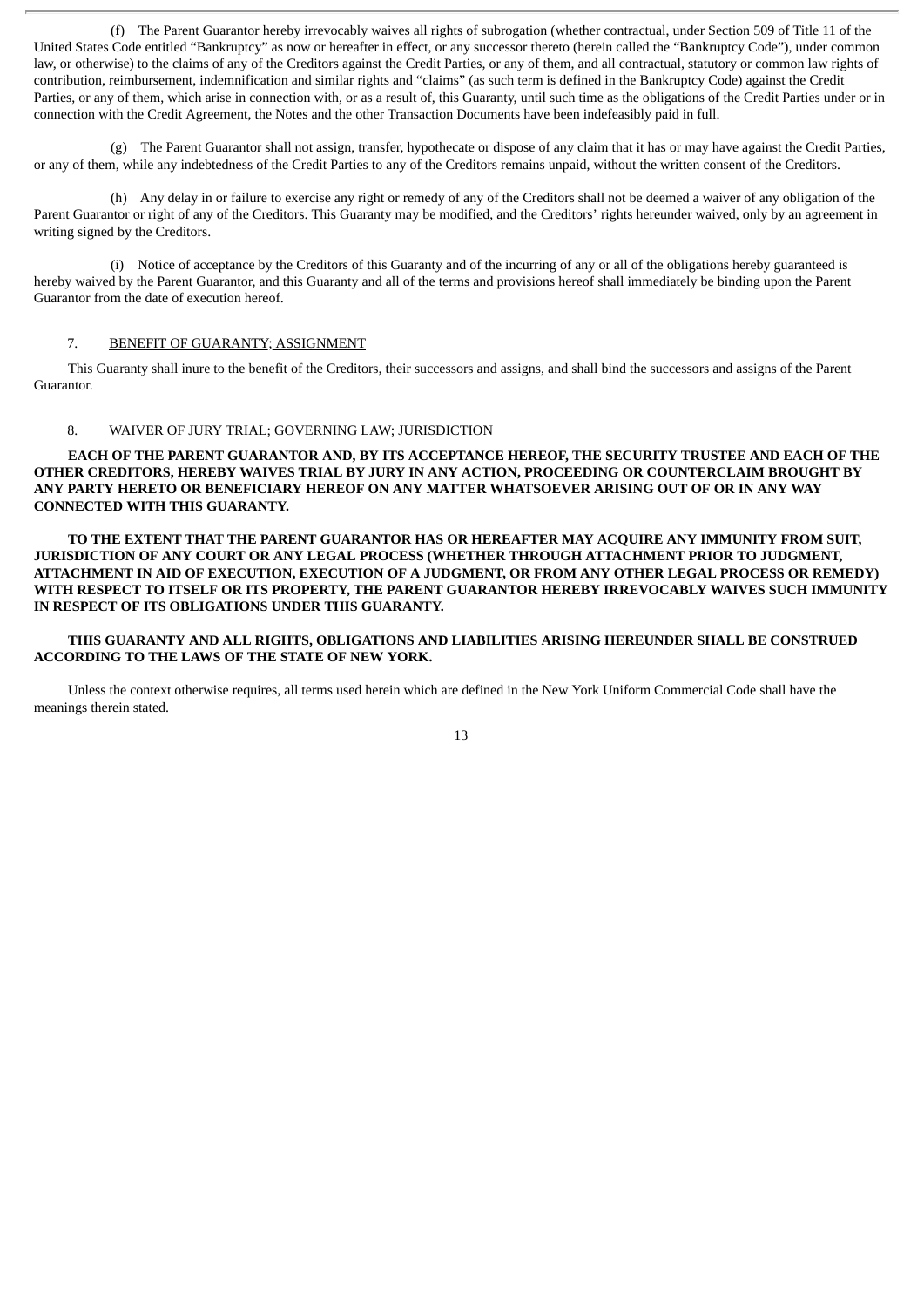(f) The Parent Guarantor hereby irrevocably waives all rights of subrogation (whether contractual, under Section 509 of Title 11 of the United States Code entitled "Bankruptcy" as now or hereafter in effect, or any successor thereto (herein called the "Bankruptcy Code"), under common law, or otherwise) to the claims of any of the Creditors against the Credit Parties, or any of them, and all contractual, statutory or common law rights of contribution, reimbursement, indemnification and similar rights and "claims" (as such term is defined in the Bankruptcy Code) against the Credit Parties, or any of them, which arise in connection with, or as a result of, this Guaranty, until such time as the obligations of the Credit Parties under or in connection with the Credit Agreement, the Notes and the other Transaction Documents have been indefeasibly paid in full.

(g) The Parent Guarantor shall not assign, transfer, hypothecate or dispose of any claim that it has or may have against the Credit Parties, or any of them, while any indebtedness of the Credit Parties to any of the Creditors remains unpaid, without the written consent of the Creditors.

(h) Any delay in or failure to exercise any right or remedy of any of the Creditors shall not be deemed a waiver of any obligation of the Parent Guarantor or right of any of the Creditors. This Guaranty may be modified, and the Creditors' rights hereunder waived, only by an agreement in writing signed by the Creditors.

(i) Notice of acceptance by the Creditors of this Guaranty and of the incurring of any or all of the obligations hereby guaranteed is hereby waived by the Parent Guarantor, and this Guaranty and all of the terms and provisions hereof shall immediately be binding upon the Parent Guarantor from the date of execution hereof.

7. BENEFIT OF GUARANTY; ASSIGNMENT

This Guaranty shall inure to the benefit of the Creditors, their successors and assigns, and shall bind the successors and assigns of the Parent Guarantor.

8. WAIVER OF JURY TRIAL; GOVERNING LAW; JURISDICTION

**EACH OF THE PARENT GUARANTOR AND, BY ITS ACCEPTANCE HEREOF, THE SECURITY TRUSTEE AND EACH OF THE OTHER CREDITORS, HEREBY WAIVES TRIAL BY JURY IN ANY ACTION, PROCEEDING OR COUNTERCLAIM BROUGHT BY ANY PARTY HERETO OR BENEFICIARY HEREOF ON ANY MATTER WHATSOEVER ARISING OUT OF OR IN ANY WAY CONNECTED WITH THIS GUARANTY.**

**TO THE EXTENT THAT THE PARENT GUARANTOR HAS OR HEREAFTER MAY ACQUIRE ANY IMMUNITY FROM SUIT, JURISDICTION OF ANY COURT OR ANY LEGAL PROCESS (WHETHER THROUGH ATTACHMENT PRIOR TO JUDGMENT, ATTACHMENT IN AID OF EXECUTION, EXECUTION OF A JUDGMENT, OR FROM ANY OTHER LEGAL PROCESS OR REMEDY) WITH RESPECT TO ITSELF OR ITS PROPERTY, THE PARENT GUARANTOR HEREBY IRREVOCABLY WAIVES SUCH IMMUNITY IN RESPECT OF ITS OBLIGATIONS UNDER THIS GUARANTY.**

**THIS GUARANTY AND ALL RIGHTS, OBLIGATIONS AND LIABILITIES ARISING HEREUNDER SHALL BE CONSTRUED ACCORDING TO THE LAWS OF THE STATE OF NEW YORK.**

Unless the context otherwise requires, all terms used herein which are defined in the New York Uniform Commercial Code shall have the meanings therein stated.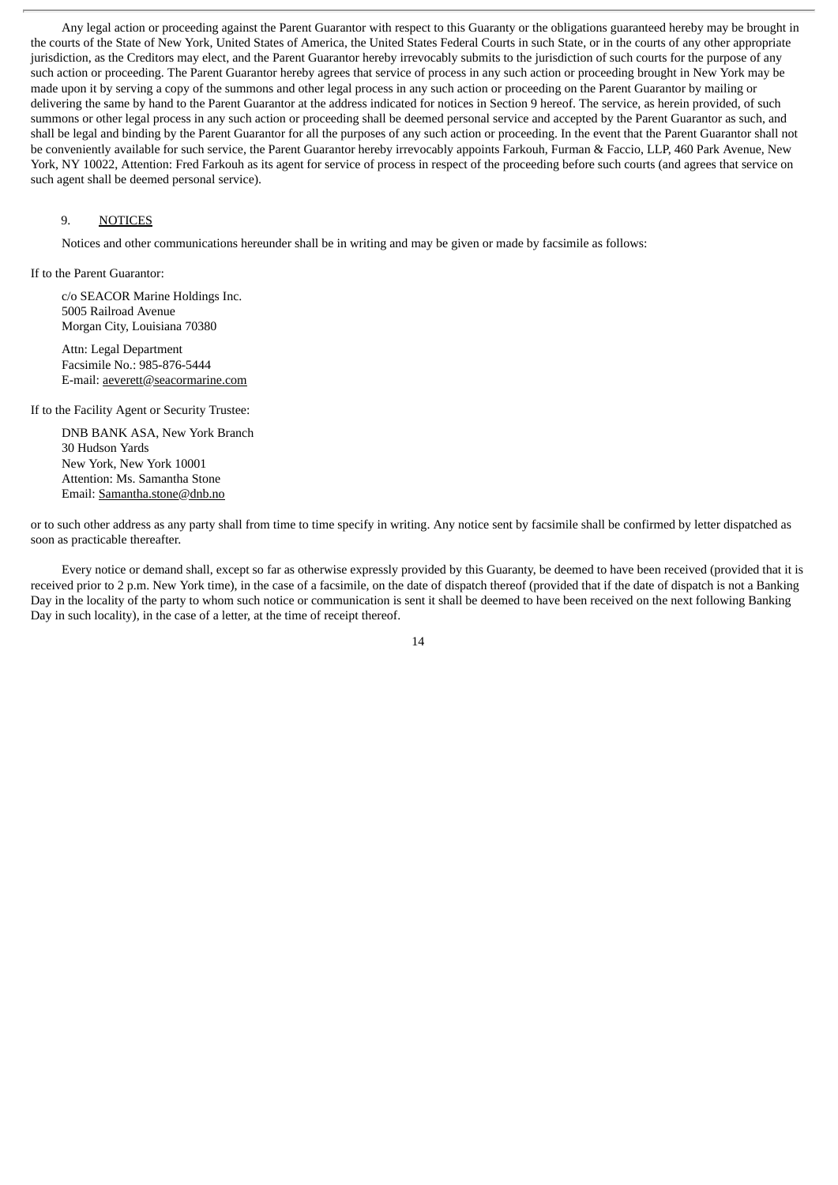Any legal action or proceeding against the Parent Guarantor with respect to this Guaranty or the obligations guaranteed hereby may be brought in the courts of the State of New York, United States of America, the United States Federal Courts in such State, or in the courts of any other appropriate jurisdiction, as the Creditors may elect, and the Parent Guarantor hereby irrevocably submits to the jurisdiction of such courts for the purpose of any such action or proceeding. The Parent Guarantor hereby agrees that service of process in any such action or proceeding brought in New York may be made upon it by serving a copy of the summons and other legal process in any such action or proceeding on the Parent Guarantor by mailing or delivering the same by hand to the Parent Guarantor at the address indicated for notices in Section 9 hereof. The service, as herein provided, of such summons or other legal process in any such action or proceeding shall be deemed personal service and accepted by the Parent Guarantor as such, and shall be legal and binding by the Parent Guarantor for all the purposes of any such action or proceeding. In the event that the Parent Guarantor shall not be conveniently available for such service, the Parent Guarantor hereby irrevocably appoints Farkouh, Furman & Faccio, LLP, 460 Park Avenue, New York, NY 10022, Attention: Fred Farkouh as its agent for service of process in respect of the proceeding before such courts (and agrees that service on such agent shall be deemed personal service).

## 9. NOTICES

Notices and other communications hereunder shall be in writing and may be given or made by facsimile as follows:

If to the Parent Guarantor:

c/o SEACOR Marine Holdings Inc.
5005 Railroad Avenue
Morgan City, Louisiana 70380

Attn: Legal Department
Facsimile No.: 985-876-5444
E-mail: aeverett@seacormarine.com

If to the Facility Agent or Security Trustee:

DNB BANK ASA, New York Branch
30 Hudson Yards
New York, New York 10001
Attention: Ms. Samantha Stone
Email: Samantha.stone@dnb.no

or to such other address as any party shall from time to time specify in writing. Any notice sent by facsimile shall be confirmed by letter dispatched as soon as practicable thereafter.

Every notice or demand shall, except so far as otherwise expressly provided by this Guaranty, be deemed to have been received (provided that it is received prior to 2 p.m. New York time), in the case of a facsimile, on the date of dispatch thereof (provided that if the date of dispatch is not a Banking Day in the locality of the party to whom such notice or communication is sent it shall be deemed to have been received on the next following Banking Day in such locality), in the case of a letter, at the time of receipt thereof.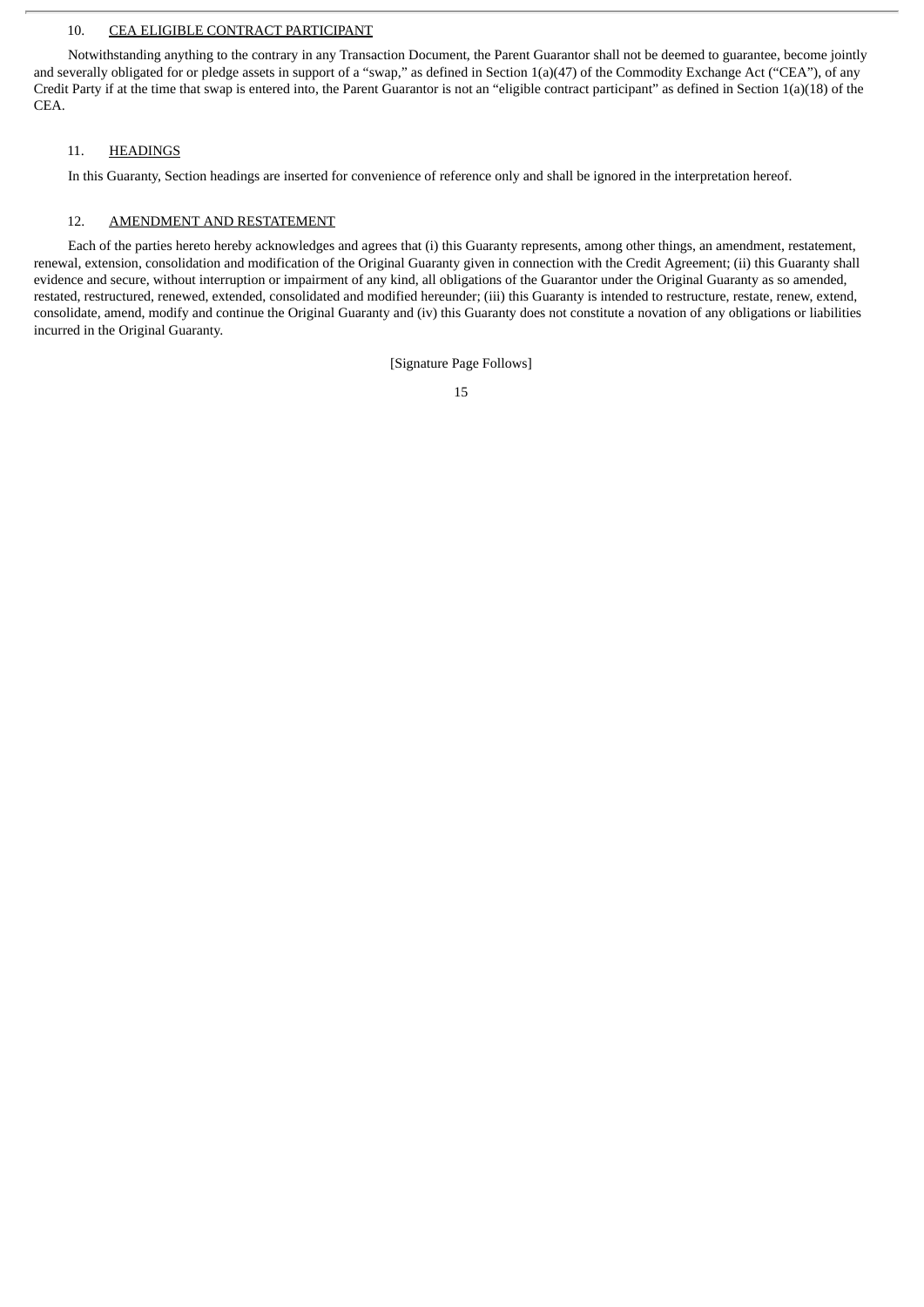## 10. <u>CEA ELIGIBLE CONTRACT PARTICIPANT</u>

Notwithstanding anything to the contrary in any Transaction Document, the Parent Guarantor shall not be deemed to guarantee, become jointly and severally obligated for or pledge assets in support of a "swap," as defined in Section 1(a)(47) of the Commodity Exchange Act ("CEA"), of any Credit Party if at the time that swap is entered into, the Parent Guarantor is not an "eligible contract participant" as defined in Section 1(a)(18) of the CEA.

## 11. <u>HEADINGS</u>

In this Guaranty, Section headings are inserted for convenience of reference only and shall be ignored in the interpretation hereof.

## 12. <u>AMENDMENT AND RESTATEMENT</u>

Each of the parties hereto hereby acknowledges and agrees that (i) this Guaranty represents, among other things, an amendment, restatement, renewal, extension, consolidation and modification of the Original Guaranty given in connection with the Credit Agreement; (ii) this Guaranty shall evidence and secure, without interruption or impairment of any kind, all obligations of the Guarantor under the Original Guaranty as so amended, restated, restructured, renewed, extended, consolidated and modified hereunder; (iii) this Guaranty is intended to restructure, restate, renew, extend, consolidate, amend, modify and continue the Original Guaranty and (iv) this Guaranty does not constitute a novation of any obligations or liabilities incurred in the Original Guaranty.

[Signature Page Follows]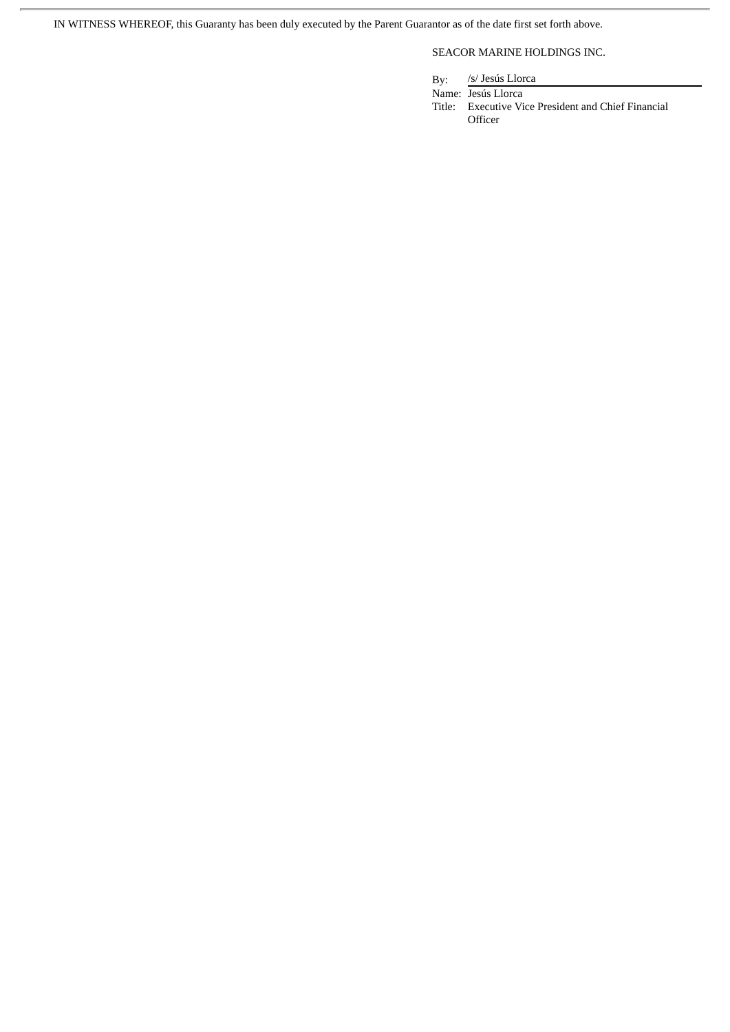IN WITNESS WHEREOF, this Guaranty has been duly executed by the Parent Guarantor as of the date first set forth above.

SEACOR MARINE HOLDINGS INC.

By: /s/ Jesús Llorca
Name: Jesús Llorca
Title: Executive Vice President and Chief Financial Officer